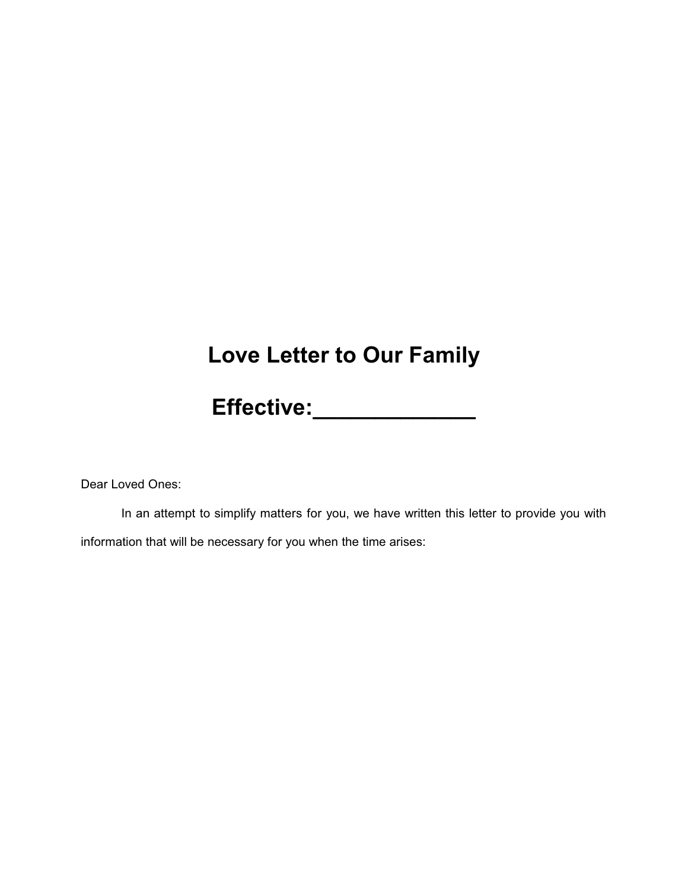# Love Letter to Our Family

# Effective:_____________

Dear Loved Ones:

In an attempt to simplify matters for you, we have written this letter to provide you with information that will be necessary for you when the time arises: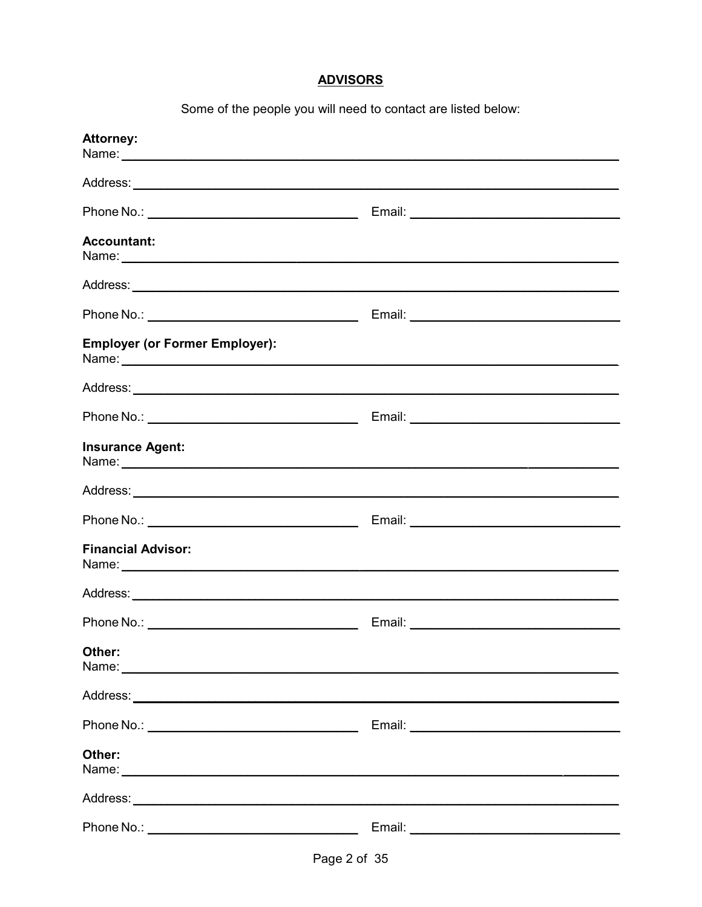## ADVISORS

Some of the people you will need to contact are listed below:

**Attorney:**
Name: ____________________________________________

Address: ____________________________________________

Phone No.: ____________________ Email: ____________________

**Accountant:**
Name: ____________________________________________

Address: ____________________________________________

Phone No.: ____________________ Email: ____________________

**Employer (or Former Employer):**
Name: ____________________________________________

Address: ____________________________________________

Phone No.: ____________________ Email: ____________________

**Insurance Agent:**
Name: ____________________________________________

Address: ____________________________________________

Phone No.: ____________________ Email: ____________________

**Financial Advisor:**
Name: ____________________________________________

Address: ____________________________________________

Phone No.: ____________________ Email: ____________________

**Other:**
Name: ____________________________________________

Address: ____________________________________________

Phone No.: ____________________ Email: ____________________

**Other:**
Name: ____________________________________________

Address: ____________________________________________

Phone No.: ____________________ Email: ____________________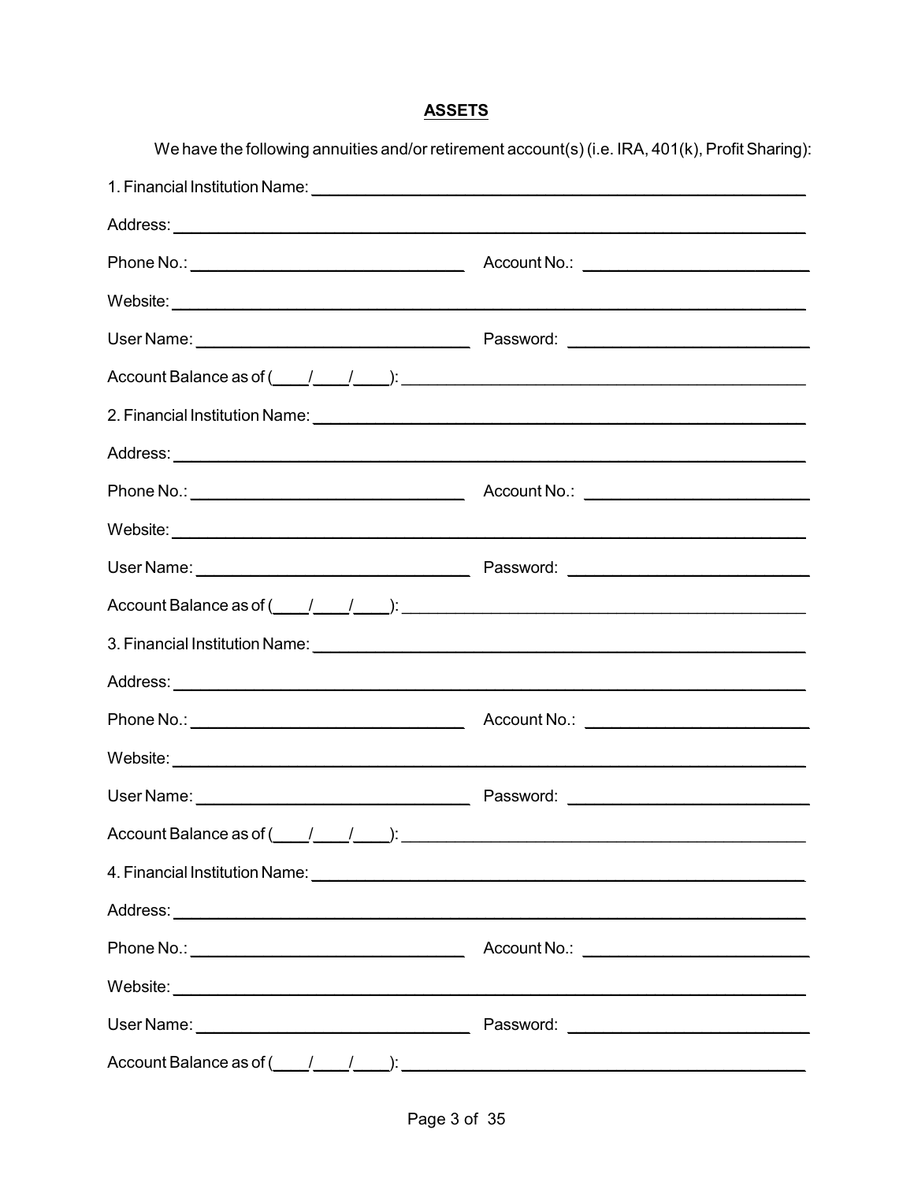## ASSETS

We have the following annuities and/or retirement account(s) (i.e. IRA, 401(k), Profit Sharing):

1. Financial Institution Name: ______________________________________________

Address: ______________________________________________________________

Phone No.: ___________________________ Account No.: ______________________

Website: ______________________________________________________________

User Name: ___________________________ Password: ________________________

Account Balance as of (____/____/____): ____________________________________

2. Financial Institution Name: ______________________________________________

Address: ______________________________________________________________

Phone No.: ___________________________ Account No.: ______________________

Website: ______________________________________________________________

User Name: ___________________________ Password: ________________________

Account Balance as of (____/____/____): ____________________________________

3. Financial Institution Name: ______________________________________________

Address: ______________________________________________________________

Phone No.: ___________________________ Account No.: ______________________

Website: ______________________________________________________________

User Name: ___________________________ Password: ________________________

Account Balance as of (____/____/____): ____________________________________

4. Financial Institution Name: ______________________________________________

Address: ______________________________________________________________

Phone No.: ___________________________ Account No.: ______________________

Website: ______________________________________________________________

User Name: ___________________________ Password: ________________________

Account Balance as of (____/____/____): ____________________________________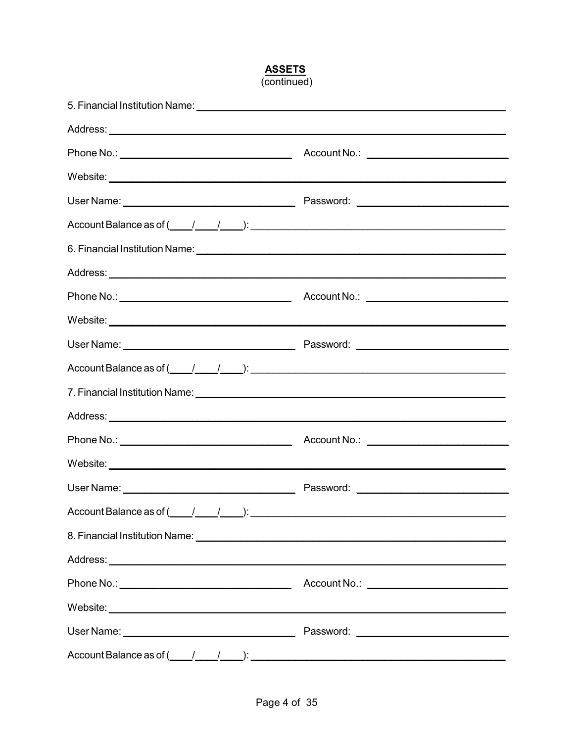## ASSETS
(continued)

5. Financial Institution Name: ________________________________________________

Address: ________________________________________________________________

Phone No.: ____________________________ Account No.: ______________________

Website: ________________________________________________________________

User Name: ____________________________ Password: ________________________

Account Balance as of (____/____/____): ____________________________________

6. Financial Institution Name: ________________________________________________

Address: ________________________________________________________________

Phone No.: ____________________________ Account No.: ______________________

Website: ________________________________________________________________

User Name: ____________________________ Password: ________________________

Account Balance as of (____/____/____): ____________________________________

7. Financial Institution Name: ________________________________________________

Address: ________________________________________________________________

Phone No.: ____________________________ Account No.: ______________________

Website: ________________________________________________________________

User Name: ____________________________ Password: ________________________

Account Balance as of (____/____/____): ____________________________________

8. Financial Institution Name: ________________________________________________

Address: ________________________________________________________________

Phone No.: ____________________________ Account No.: ______________________

Website: ________________________________________________________________

User Name: ____________________________ Password: ________________________

Account Balance as of (____/____/____): ____________________________________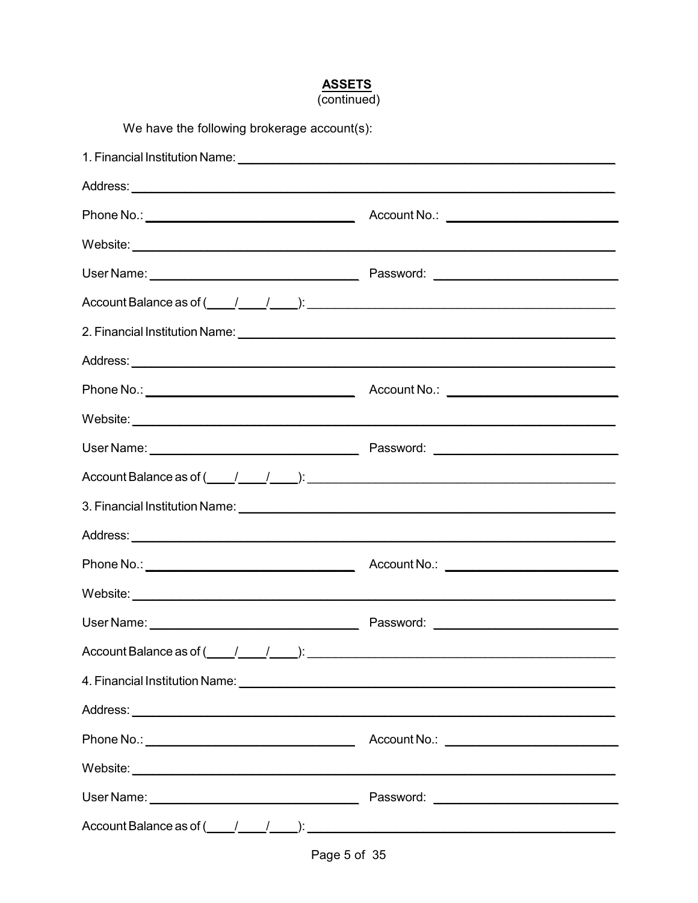## ASSETS

(continued)

We have the following brokerage account(s):

1. Financial Institution Name: ____________________________________________

Address: ____________________________________________

Phone No.: ______________________ Account No.: ______________________

Website: ____________________________________________

User Name: ______________________ Password: ______________________

Account Balance as of (____/____/____): ______________________

2. Financial Institution Name: ____________________________________________

Address: ____________________________________________

Phone No.: ______________________ Account No.: ______________________

Website: ____________________________________________

User Name: ______________________ Password: ______________________

Account Balance as of (____/____/____): ______________________

3. Financial Institution Name: ____________________________________________

Address: ____________________________________________

Phone No.: ______________________ Account No.: ______________________

Website: ____________________________________________

User Name: ______________________ Password: ______________________

Account Balance as of (____/____/____): ______________________

4. Financial Institution Name: ____________________________________________

Address: ____________________________________________

Phone No.: ______________________ Account No.: ______________________

Website: ____________________________________________

User Name: ______________________ Password: ______________________

Account Balance as of (____/____/____): ______________________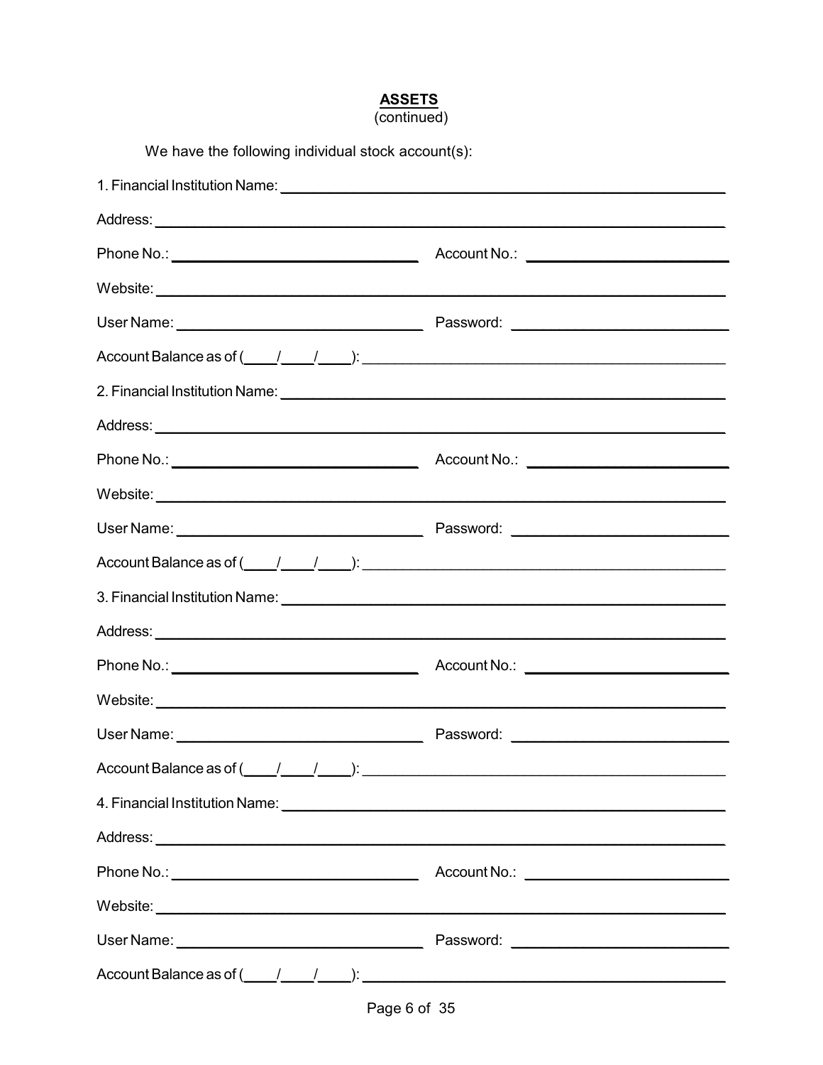**ASSETS**
(continued)

We have the following individual stock account(s):

1. Financial Institution Name: ______________________________________________

Address: ______________________________________________________________

Phone No.: ___________________________ Account No.: ____________________

Website: ______________________________________________________________

User Name: ___________________________ Password: ______________________

Account Balance as of (____/____/____): __________________________________

2. Financial Institution Name: ______________________________________________

Address: ______________________________________________________________

Phone No.: ___________________________ Account No.: ____________________

Website: ______________________________________________________________

User Name: ___________________________ Password: ______________________

Account Balance as of (____/____/____): __________________________________

3. Financial Institution Name: ______________________________________________

Address: ______________________________________________________________

Phone No.: ___________________________ Account No.: ____________________

Website: ______________________________________________________________

User Name: ___________________________ Password: ______________________

Account Balance as of (____/____/____): __________________________________

4. Financial Institution Name: ______________________________________________

Address: ______________________________________________________________

Phone No.: ___________________________ Account No.: ____________________

Website: ______________________________________________________________

User Name: ___________________________ Password: ______________________

Account Balance as of (____/____/____): __________________________________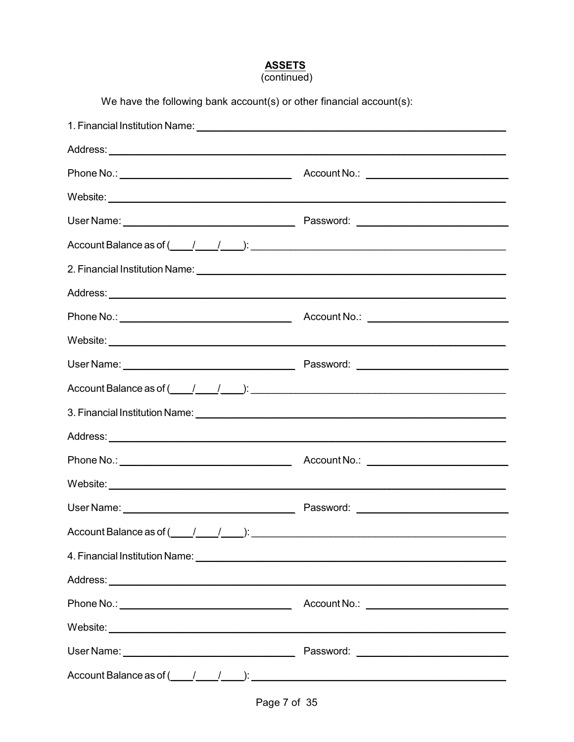## ASSETS
(continued)

We have the following bank account(s) or other financial account(s):

1. Financial Institution Name: ______________________________

Address: ______________________________

Phone No.: ______________________________ Account No.: ______________________________

Website: ______________________________

User Name: ______________________________ Password: ______________________________

Account Balance as of (____/____/____): ______________________________

2. Financial Institution Name: ______________________________

Address: ______________________________

Phone No.: ______________________________ Account No.: ______________________________

Website: ______________________________

User Name: ______________________________ Password: ______________________________

Account Balance as of (____/____/____): ______________________________

3. Financial Institution Name: ______________________________

Address: ______________________________

Phone No.: ______________________________ Account No.: ______________________________

Website: ______________________________

User Name: ______________________________ Password: ______________________________

Account Balance as of (____/____/____): ______________________________

4. Financial Institution Name: ______________________________

Address: ______________________________

Phone No.: ______________________________ Account No.: ______________________________

Website: ______________________________

User Name: ______________________________ Password: ______________________________

Account Balance as of (____/____/____): ______________________________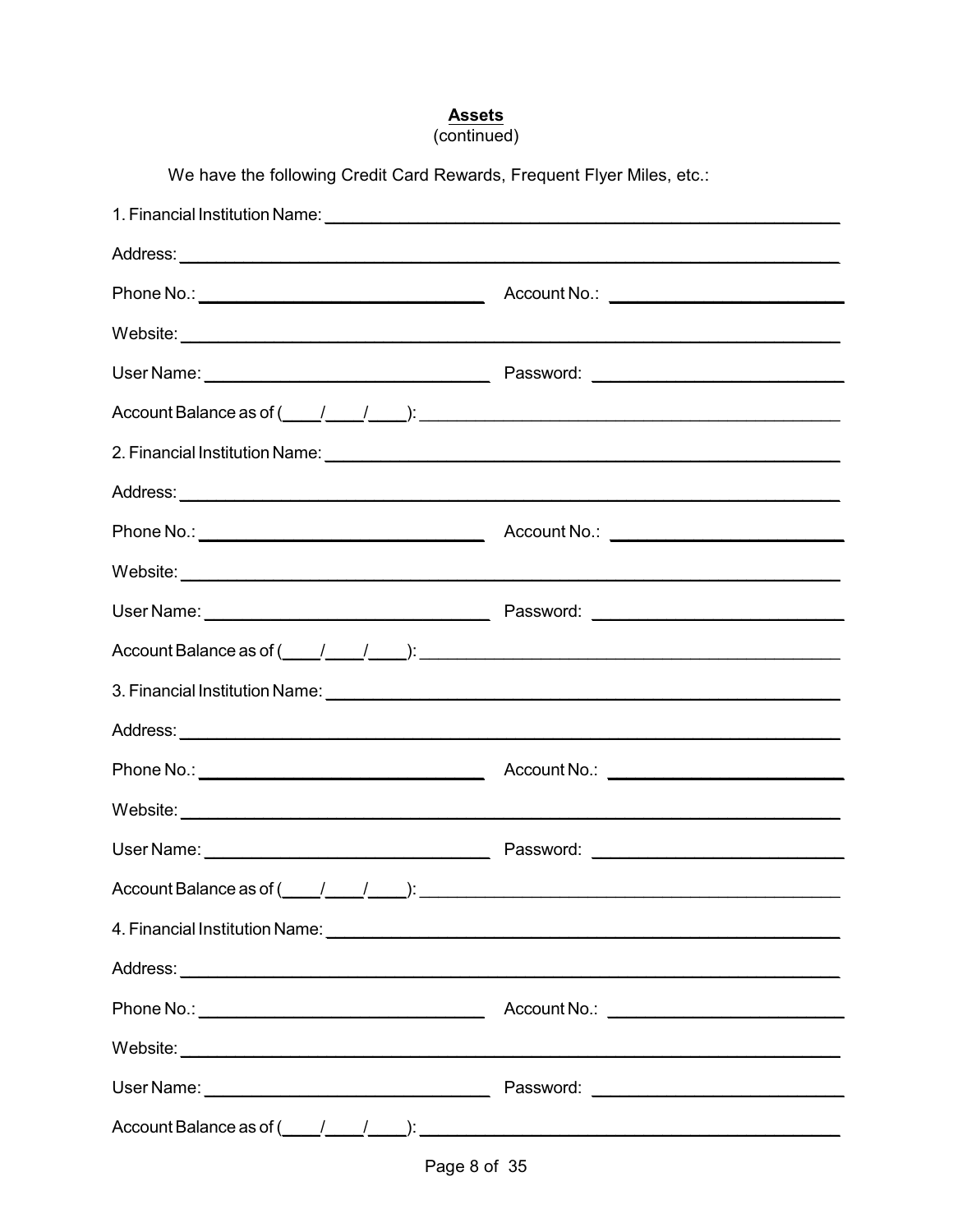**Assets**
(continued)

We have the following Credit Card Rewards, Frequent Flyer Miles, etc.:

1. Financial Institution Name: ____________________________________________

Address: ____________________________________________

Phone No.: ______________________ Account No.: ______________________

Website: ____________________________________________

User Name: ______________________ Password: ______________________

Account Balance as of (____/____/____): ____________________________________________

2. Financial Institution Name: ____________________________________________

Address: ____________________________________________

Phone No.: ______________________ Account No.: ______________________

Website: ____________________________________________

User Name: ______________________ Password: ______________________

Account Balance as of (____/____/____): ____________________________________________

3. Financial Institution Name: ____________________________________________

Address: ____________________________________________

Phone No.: ______________________ Account No.: ______________________

Website: ____________________________________________

User Name: ______________________ Password: ______________________

Account Balance as of (____/____/____): ____________________________________________

4. Financial Institution Name: ____________________________________________

Address: ____________________________________________

Phone No.: ______________________ Account No.: ______________________

Website: ____________________________________________

User Name: ______________________ Password: ______________________

Account Balance as of (____/____/____): ____________________________________________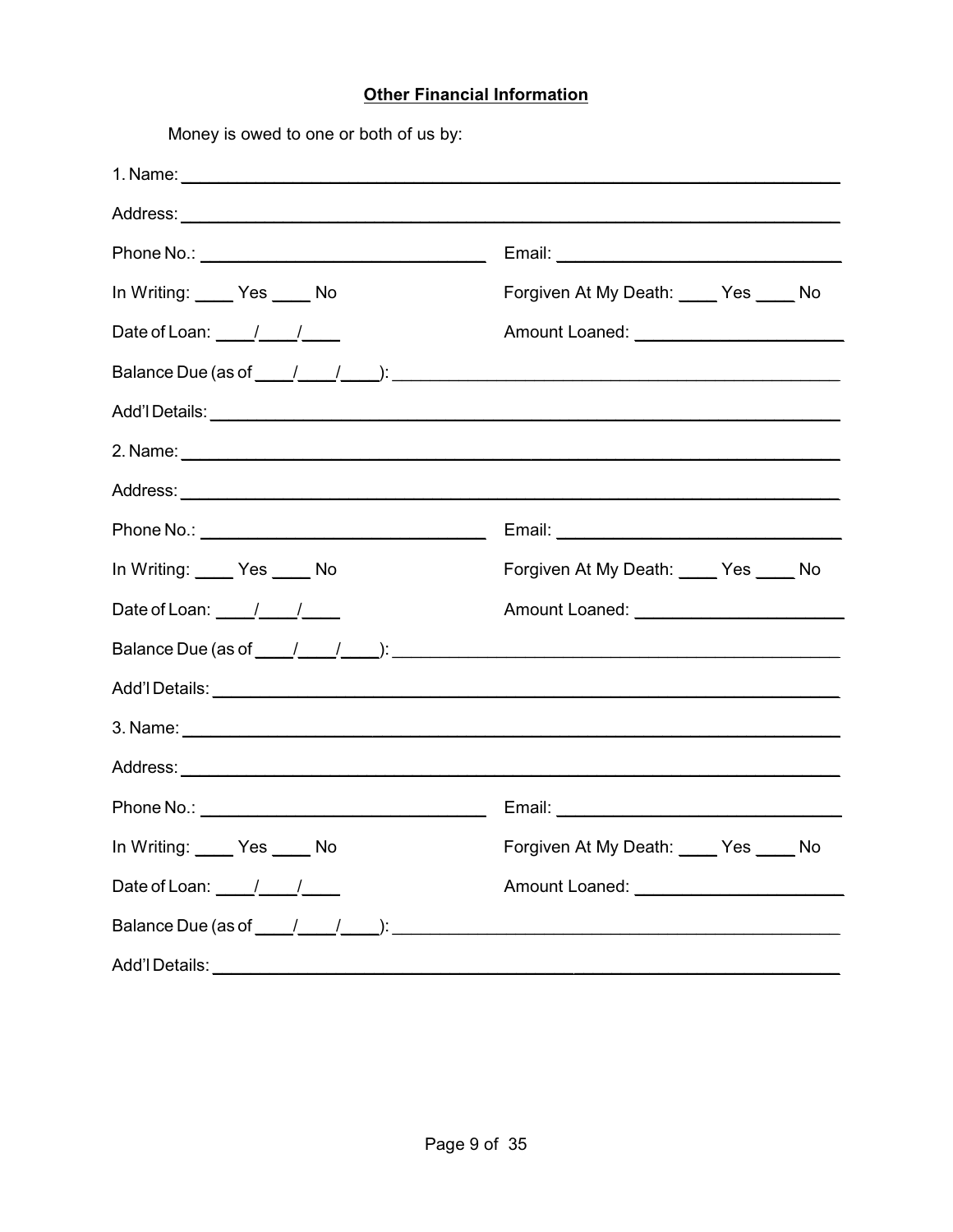## Other Financial Information

Money is owed to one or both of us by:

1. Name: ______________________________________________

Address: ______________________________________________

Phone No.: ____________________ Email: ____________________

In Writing: ____ Yes ____ No Forgiven At My Death: ____ Yes ____ No

Date of Loan: ____/____/____ Amount Loaned: ____________________

Balance Due (as of ____/____/____): ______________________________

Add'l Details: ______________________________________________

2. Name: ______________________________________________

Address: ______________________________________________

Phone No.: ____________________ Email: ____________________

In Writing: ____ Yes ____ No Forgiven At My Death: ____ Yes ____ No

Date of Loan: ____/____/____ Amount Loaned: ____________________

Balance Due (as of ____/____/____): ______________________________

Add'l Details: ______________________________________________

3. Name: ______________________________________________

Address: ______________________________________________

Phone No.: ____________________ Email: ____________________

In Writing: ____ Yes ____ No Forgiven At My Death: ____ Yes ____ No

Date of Loan: ____/____/____ Amount Loaned: ____________________

Balance Due (as of ____/____/____): ______________________________

Add'l Details: ______________________________________________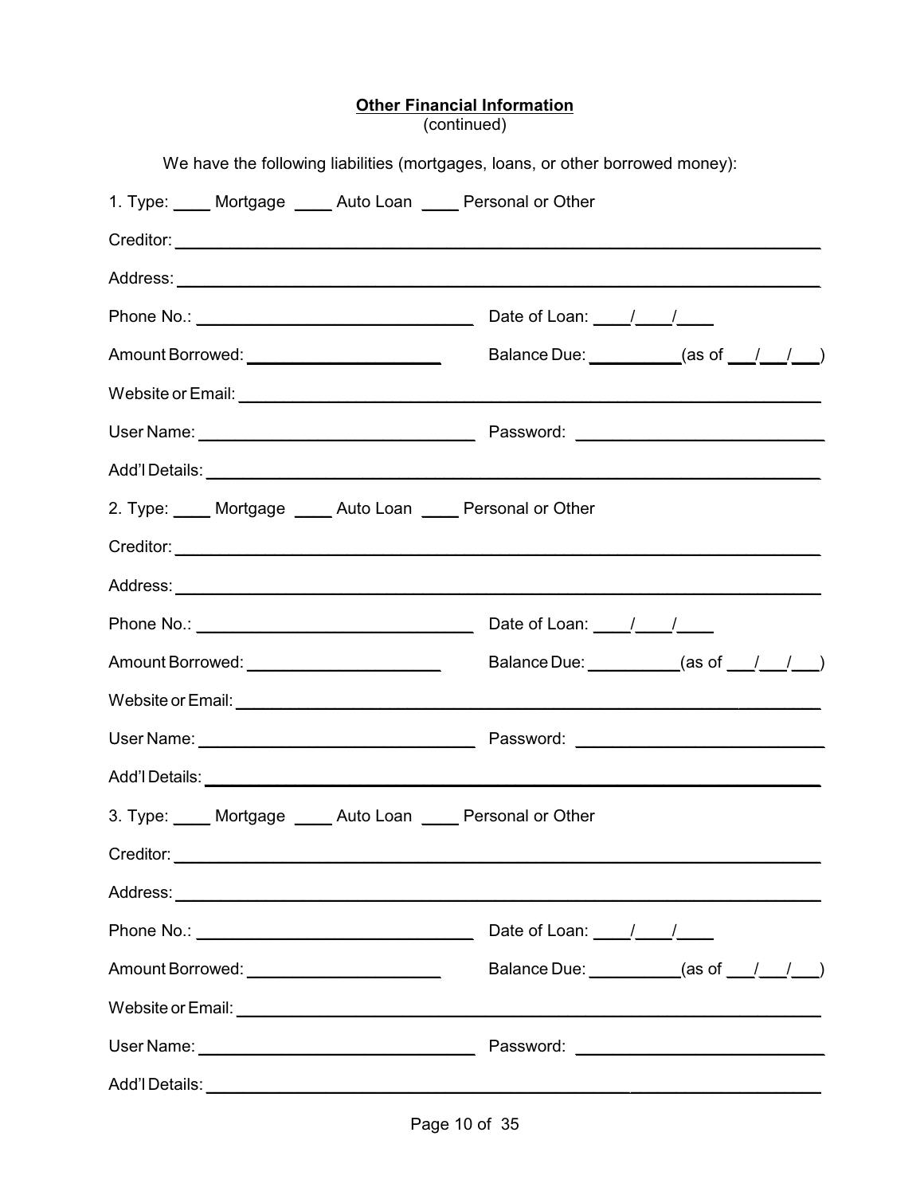## Other Financial Information
(continued)

We have the following liabilities (mortgages, loans, or other borrowed money):

1. Type: ____ Mortgage ____ Auto Loan ____ Personal or Other

Creditor: ______________________________________________________________

Address: ______________________________________________________________

Phone No.: ____________________________ Date of Loan: ____/____/____

Amount Borrowed: ______________________ Balance Due: __________(as of ___/___/___)

Website or Email: ______________________________________________________

User Name: ____________________________ Password: ________________________

Add'l Details: __________________________________________________________

2. Type: ____ Mortgage ____ Auto Loan ____ Personal or Other

Creditor: ______________________________________________________________

Address: ______________________________________________________________

Phone No.: ____________________________ Date of Loan: ____/____/____

Amount Borrowed: ______________________ Balance Due: __________(as of ___/___/___)

Website or Email: ______________________________________________________

User Name: ____________________________ Password: ________________________

Add'l Details: __________________________________________________________

3. Type: ____ Mortgage ____ Auto Loan ____ Personal or Other

Creditor: ______________________________________________________________

Address: ______________________________________________________________

Phone No.: ____________________________ Date of Loan: ____/____/____

Amount Borrowed: ______________________ Balance Due: __________(as of ___/___/___)

Website or Email: ______________________________________________________

User Name: ____________________________ Password: ________________________

Add'l Details: __________________________________________________________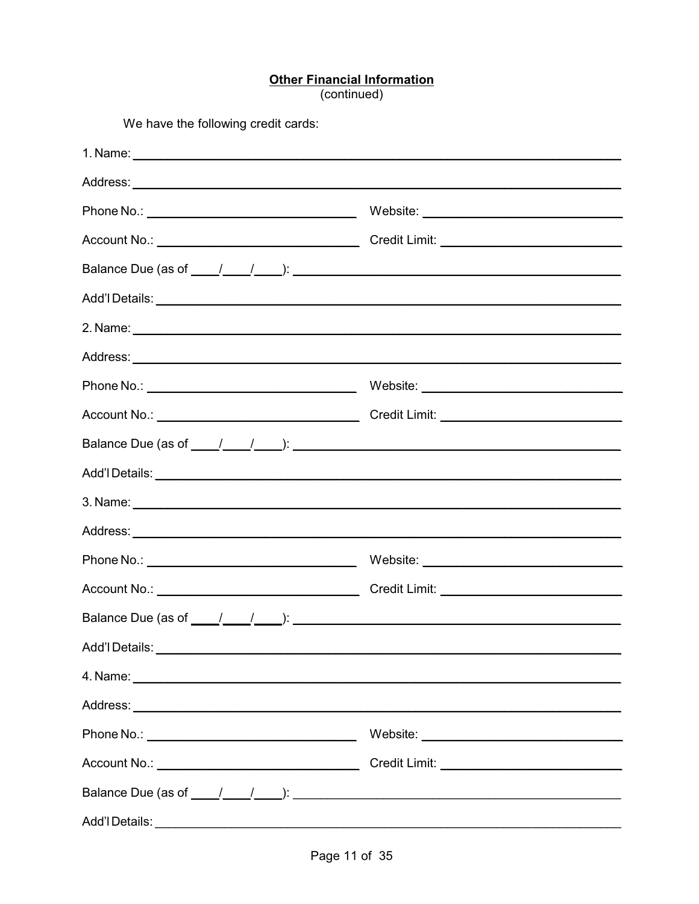**Other Financial Information**
(continued)

We have the following credit cards:

1. Name: ______________________________________________

Address: ______________________________________________

Phone No.: ______________________ Website: ______________________

Account No.: ______________________ Credit Limit: ______________________

Balance Due (as of ____/____/____): ______________________________

Add'l Details: ______________________________________________

2. Name: ______________________________________________

Address: ______________________________________________

Phone No.: ______________________ Website: ______________________

Account No.: ______________________ Credit Limit: ______________________

Balance Due (as of ____/____/____): ______________________________

Add'l Details: ______________________________________________

3. Name: ______________________________________________

Address: ______________________________________________

Phone No.: ______________________ Website: ______________________

Account No.: ______________________ Credit Limit: ______________________

Balance Due (as of ____/____/____): ______________________________

Add'l Details: ______________________________________________

4. Name: ______________________________________________

Address: ______________________________________________

Phone No.: ______________________ Website: ______________________

Account No.: ______________________ Credit Limit: ______________________

Balance Due (as of ____/____/____): ______________________________

Add'l Details: ______________________________________________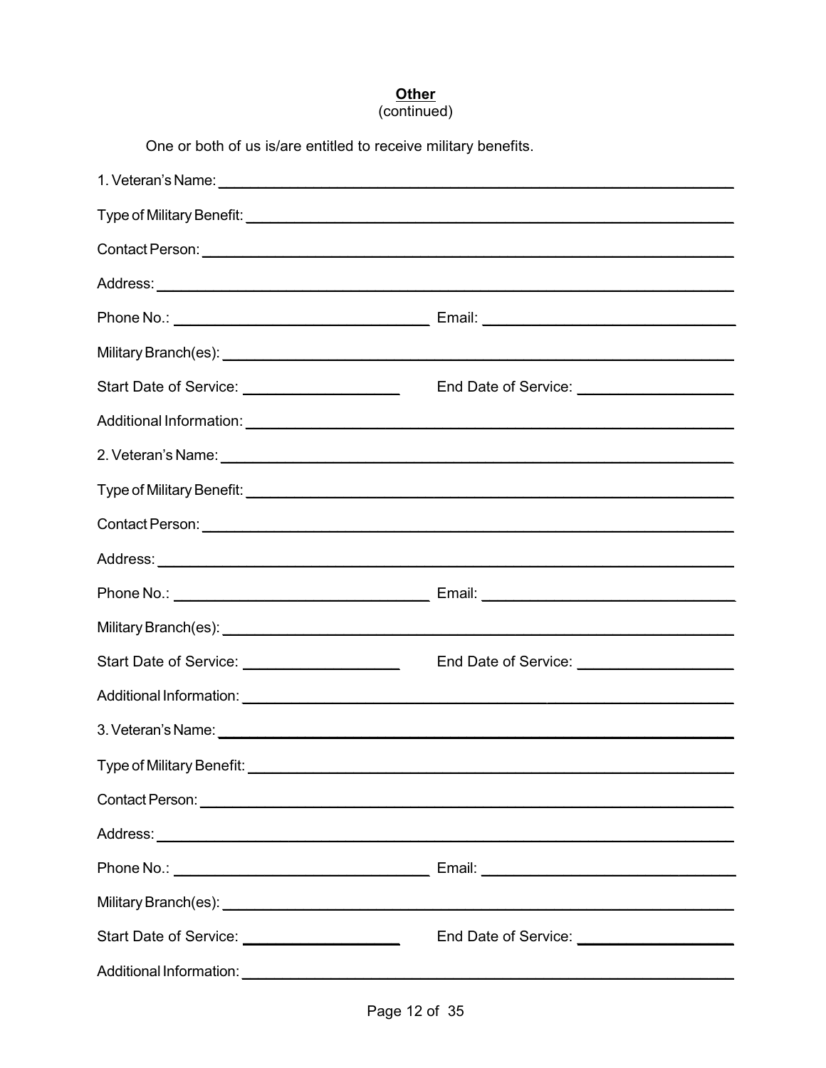## Other
(continued)

One or both of us is/are entitled to receive military benefits.

1. Veteran's Name: ______________________________

Type of Military Benefit: ______________________________

Contact Person: ______________________________

Address: ______________________________

Phone No.: ________________ Email: ________________

Military Branch(es): ______________________________

Start Date of Service: ____________ End Date of Service: ____________

Additional Information: ______________________________

2. Veteran's Name: ______________________________

Type of Military Benefit: ______________________________

Contact Person: ______________________________

Address: ______________________________

Phone No.: ________________ Email: ________________

Military Branch(es): ______________________________

Start Date of Service: ____________ End Date of Service: ____________

Additional Information: ______________________________

3. Veteran's Name: ______________________________

Type of Military Benefit: ______________________________

Contact Person: ______________________________

Address: ______________________________

Phone No.: ________________ Email: ________________

Military Branch(es): ______________________________

Start Date of Service: ____________ End Date of Service: ____________

Additional Information: ______________________________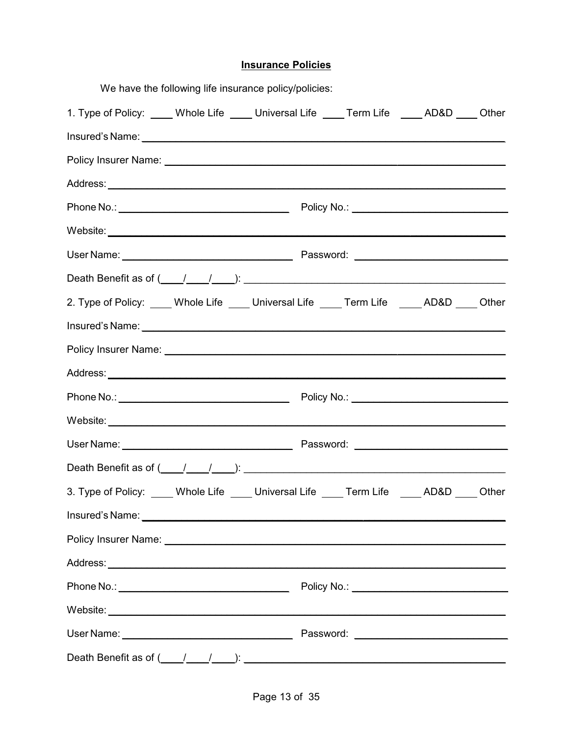## Insurance Policies

We have the following life insurance policy/policies:

1. Type of Policy: ____ Whole Life ____ Universal Life ____ Term Life ____ AD&D ____ Other

Insured's Name: ______________________________________________________________

Policy Insurer Name: __________________________________________________________

Address: _____________________________________________________________________

Phone No.: ______________________________ Policy No.: ___________________________

Website: _____________________________________________________________________

User Name: ______________________________ Password: ___________________________

Death Benefit as of (____/____/____): __________________________________________

2. Type of Policy: ____ Whole Life ____ Universal Life ____ Term Life ____ AD&D ____ Other

Insured's Name: ______________________________________________________________

Policy Insurer Name: __________________________________________________________

Address: _____________________________________________________________________

Phone No.: ______________________________ Policy No.: ___________________________

Website: _____________________________________________________________________

User Name: ______________________________ Password: ___________________________

Death Benefit as of (____/____/____): __________________________________________

3. Type of Policy: ____ Whole Life ____ Universal Life ____ Term Life ____ AD&D ____ Other

Insured's Name: ______________________________________________________________

Policy Insurer Name: __________________________________________________________

Address: _____________________________________________________________________

Phone No.: ______________________________ Policy No.: ___________________________

Website: _____________________________________________________________________

User Name: ______________________________ Password: ___________________________

Death Benefit as of (____/____/____): __________________________________________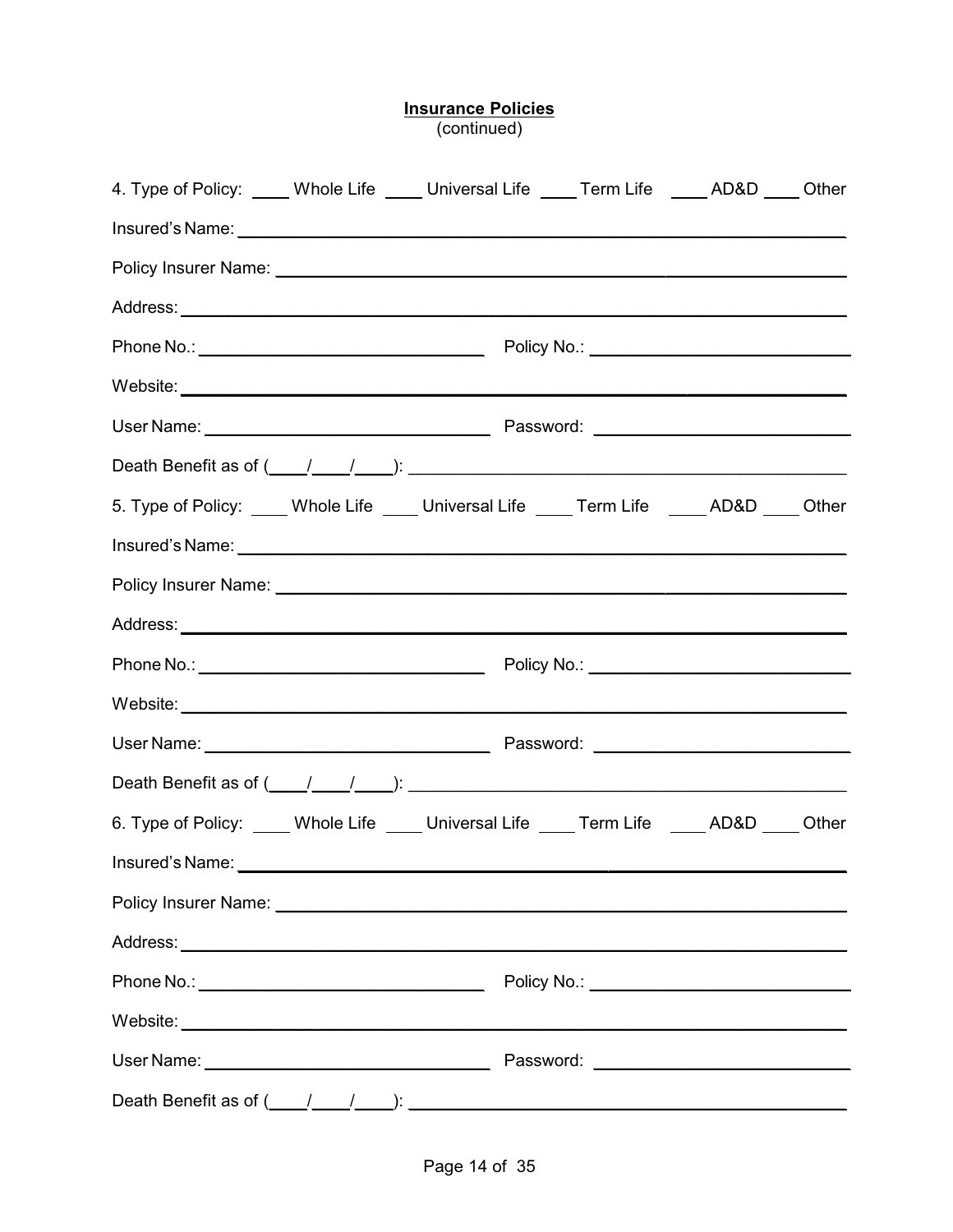**Insurance Policies**
(continued)

4. Type of Policy: ____ Whole Life ____ Universal Life ____ Term Life ____ AD&D ____ Other

Insured's Name: ____________________________________________

Policy Insurer Name: ____________________________________________

Address: ____________________________________________

Phone No.: ______________________ Policy No.: ______________________

Website: ____________________________________________

User Name: ______________________ Password: ______________________

Death Benefit as of (____/____/____): ____________________________________________

5. Type of Policy: ____ Whole Life ____ Universal Life ____ Term Life ____ AD&D ____ Other

Insured's Name: ____________________________________________

Policy Insurer Name: ____________________________________________

Address: ____________________________________________

Phone No.: ______________________ Policy No.: ______________________

Website: ____________________________________________

User Name: ______________________ Password: ______________________

Death Benefit as of (____/____/____): ____________________________________________

6. Type of Policy: ____ Whole Life ____ Universal Life ____ Term Life ____ AD&D ____ Other

Insured's Name: ____________________________________________

Policy Insurer Name: ____________________________________________

Address: ____________________________________________

Phone No.: ______________________ Policy No.: ______________________

Website: ____________________________________________

User Name: ______________________ Password: ______________________

Death Benefit as of (____/____/____): ____________________________________________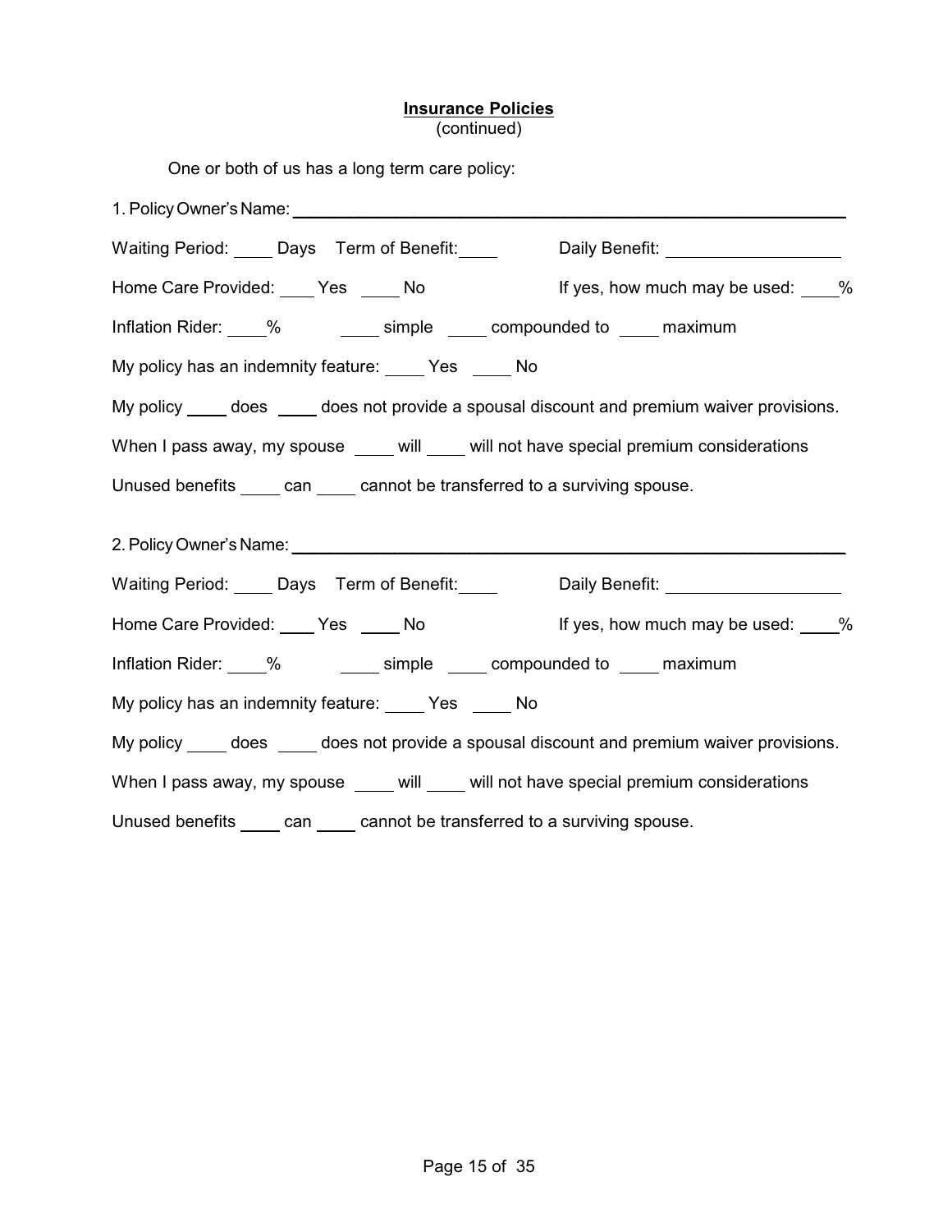**Insurance Policies**
(continued)

One or both of us has a long term care policy:

1. Policy Owner's Name: ______________________________________________

Waiting Period: ____ Days Term of Benefit:____ Daily Benefit: ______________

Home Care Provided: ____ Yes ____ No If yes, how much may be used: ____%

Inflation Rider: ____% ____ simple ____ compounded to ____ maximum

My policy has an indemnity feature: ____ Yes ____ No

My policy ____ does ____ does not provide a spousal discount and premium waiver provisions.

When I pass away, my spouse ____ will ____ will not have special premium considerations

Unused benefits ____ can ____ cannot be transferred to a surviving spouse.

2. Policy Owner's Name: ______________________________________________

Waiting Period: ____ Days Term of Benefit:____ Daily Benefit: ______________

Home Care Provided: ____ Yes ____ No If yes, how much may be used: ____%

Inflation Rider: ____% ____ simple ____ compounded to ____ maximum

My policy has an indemnity feature: ____ Yes ____ No

My policy ____ does ____ does not provide a spousal discount and premium waiver provisions.

When I pass away, my spouse ____ will ____ will not have special premium considerations

Unused benefits ____ can ____ cannot be transferred to a surviving spouse.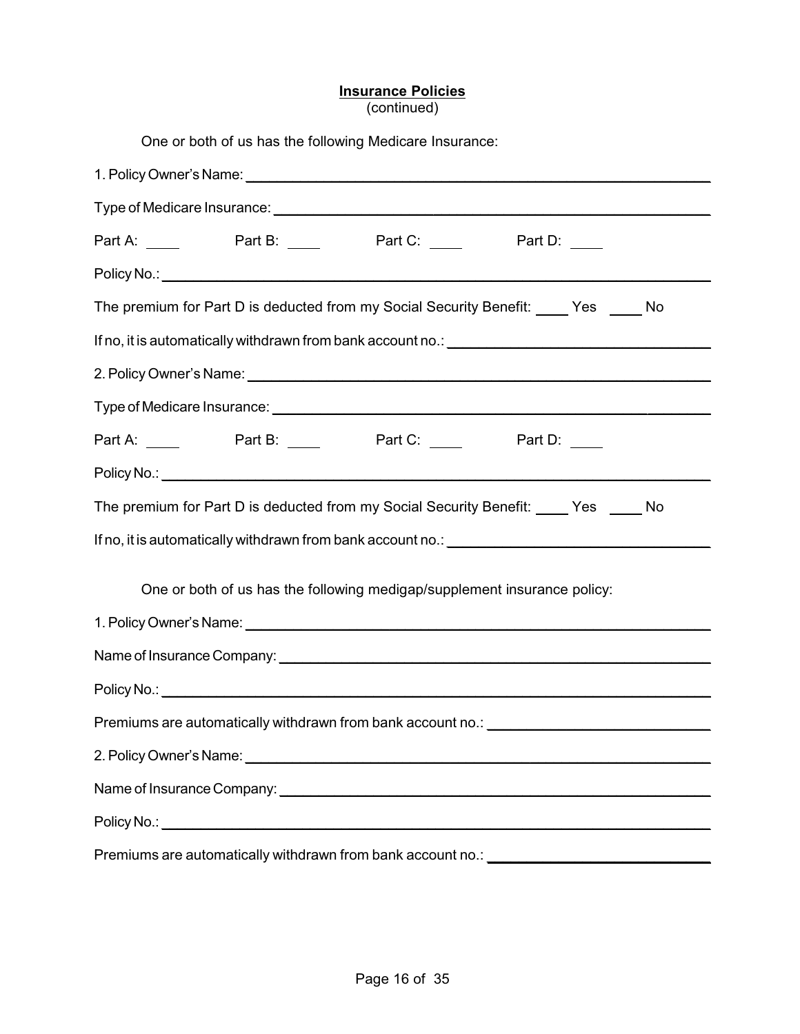**Insurance Policies**
(continued)

One or both of us has the following Medicare Insurance:

1. Policy Owner's Name: ______________________________________________

Type of Medicare Insurance: ______________________________________________

Part A: ____ Part B: ____ Part C: ____ Part D: ____

Policy No.: ______________________________________________

The premium for Part D is deducted from my Social Security Benefit: ____ Yes ____ No

If no, it is automatically withdrawn from bank account no.: ______________________________

2. Policy Owner's Name: ______________________________________________

Type of Medicare Insurance: ______________________________________________

Part A: ____ Part B: ____ Part C: ____ Part D: ____

Policy No.: ______________________________________________

The premium for Part D is deducted from my Social Security Benefit: ____ Yes ____ No

If no, it is automatically withdrawn from bank account no.: ______________________________

One or both of us has the following medigap/supplement insurance policy:

1. Policy Owner's Name: ______________________________________________

Name of Insurance Company: ______________________________________________

Policy No.: ______________________________________________

Premiums are automatically withdrawn from bank account no.: ______________________________

2. Policy Owner's Name: ______________________________________________

Name of Insurance Company: ______________________________________________

Policy No.: ______________________________________________

Premiums are automatically withdrawn from bank account no.: ______________________________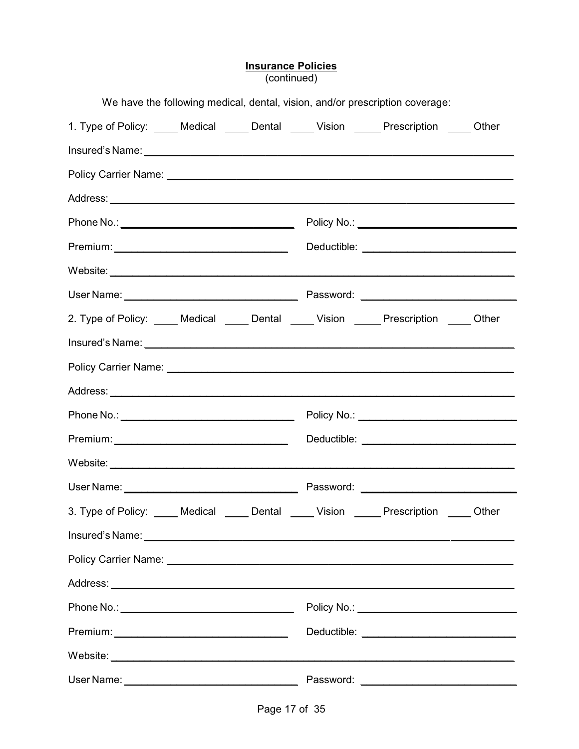**Insurance Policies**
(continued)

We have the following medical, dental, vision, and/or prescription coverage:

1. Type of Policy: ____ Medical ____ Dental ____ Vision _____ Prescription ____ Other

Insured's Name: ______________________________________________________________

Policy Carrier Name: __________________________________________________________

Address: _____________________________________________________________________

Phone No.: ______________________________ Policy No.: ____________________________

Premium: _______________________________ Deductible: ___________________________

Website: _____________________________________________________________________

User Name: ______________________________ Password: ____________________________

2. Type of Policy: ____ Medical ____ Dental ____ Vision _____ Prescription ____ Other

Insured's Name: ______________________________________________________________

Policy Carrier Name: __________________________________________________________

Address: _____________________________________________________________________

Phone No.: ______________________________ Policy No.: ____________________________

Premium: _______________________________ Deductible: ___________________________

Website: _____________________________________________________________________

User Name: ______________________________ Password: ____________________________

3. Type of Policy: ____ Medical ____ Dental ____ Vision _____ Prescription ____ Other

Insured's Name: ______________________________________________________________

Policy Carrier Name: __________________________________________________________

Address: _____________________________________________________________________

Phone No.: ______________________________ Policy No.: ____________________________

Premium: _______________________________ Deductible: ___________________________

Website: _____________________________________________________________________

User Name: ______________________________ Password: ____________________________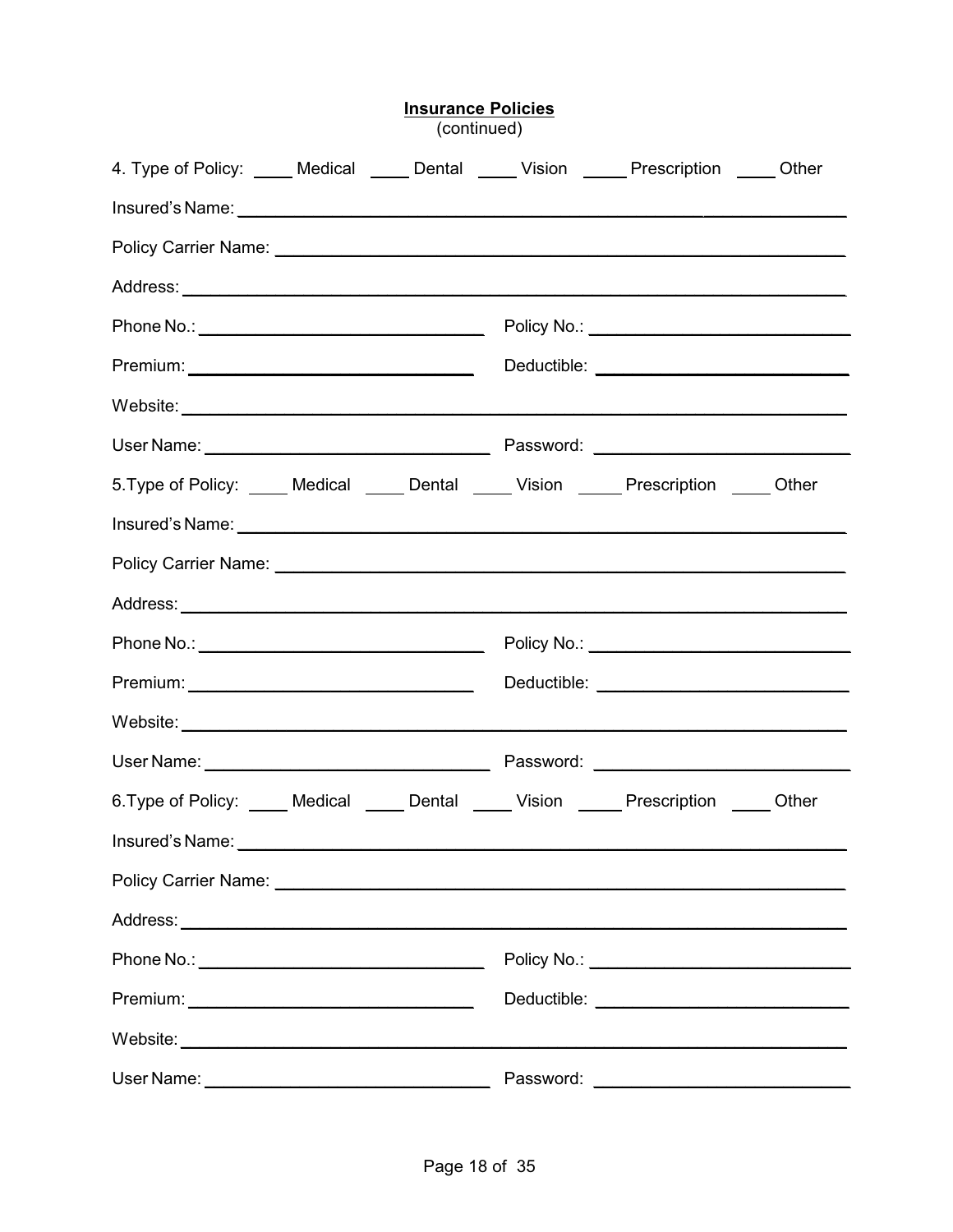**Insurance Policies**
(continued)

4. Type of Policy: ____ Medical ____ Dental ____ Vision ____ Prescription ____ Other

Insured's Name: ______________________________________________

Policy Carrier Name: __________________________________________

Address: ____________________________________________________

Phone No.: ______________________ Policy No.: ______________________

Premium: ______________________ Deductible: ______________________

Website: ____________________________________________________

User Name: ______________________ Password: ______________________

5.Type of Policy: ____ Medical ____ Dental ____ Vision ____ Prescription ____ Other

Insured's Name: ______________________________________________

Policy Carrier Name: __________________________________________

Address: ____________________________________________________

Phone No.: ______________________ Policy No.: ______________________

Premium: ______________________ Deductible: ______________________

Website: ____________________________________________________

User Name: ______________________ Password: ______________________

6.Type of Policy: ____ Medical ____ Dental ____ Vision ____ Prescription ____ Other

Insured's Name: ______________________________________________

Policy Carrier Name: __________________________________________

Address: ____________________________________________________

Phone No.: ______________________ Policy No.: ______________________

Premium: ______________________ Deductible: ______________________

Website: ____________________________________________________

User Name: ______________________ Password: ______________________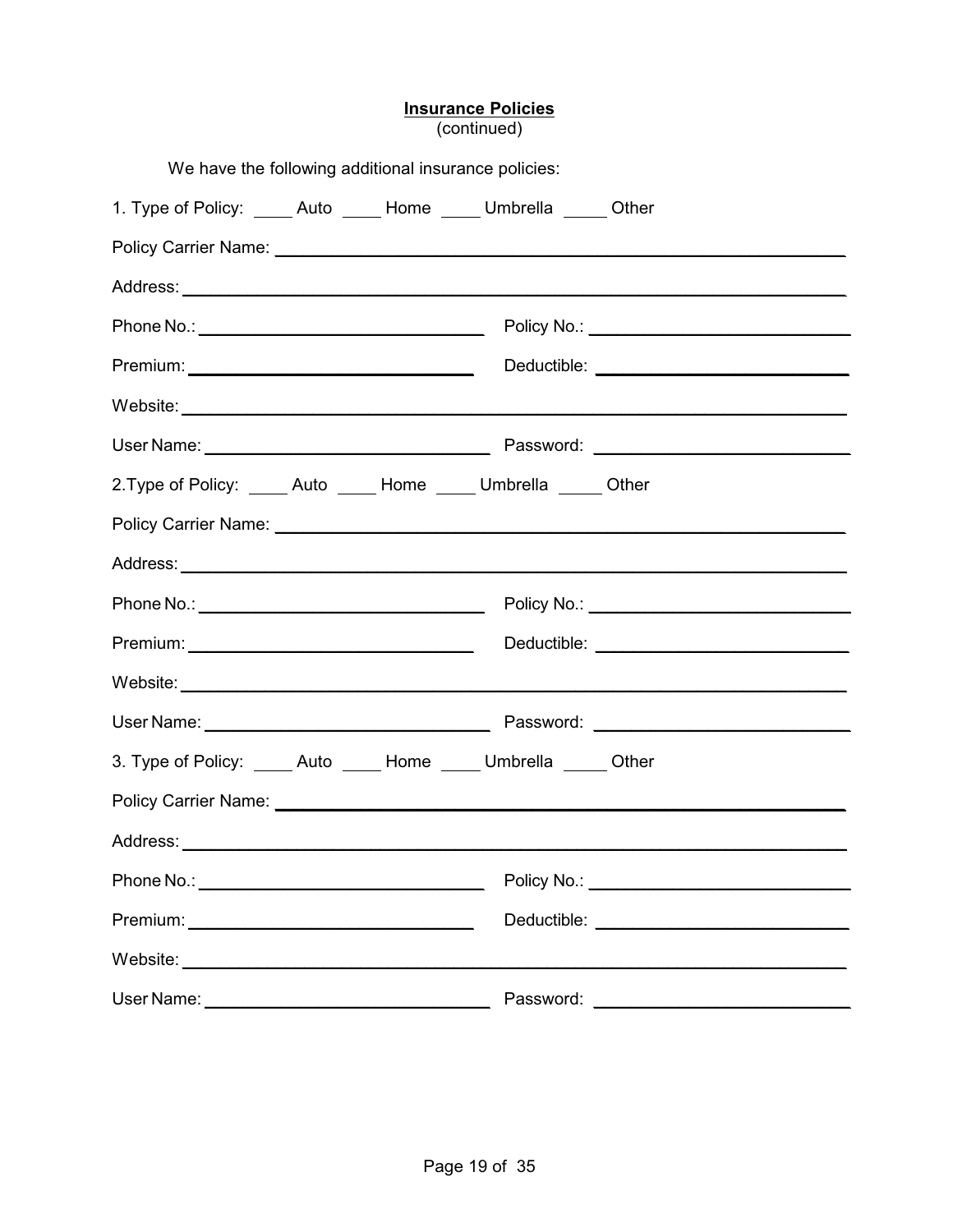**Insurance Policies**
(continued)

We have the following additional insurance policies:

1. Type of Policy: ____ Auto ____ Home ____ Umbrella _____ Other

Policy Carrier Name: ______________________________________________

Address: ______________________________________________

Phone No.: ____________________________ Policy No.: ________________________

Premium: ____________________________ Deductible: ________________________

Website: ______________________________________________

User Name: ____________________________ Password: ________________________

2.Type of Policy: ____ Auto ____ Home ____ Umbrella _____ Other

Policy Carrier Name: ______________________________________________

Address: ______________________________________________

Phone No.: ____________________________ Policy No.: ________________________

Premium: ____________________________ Deductible: ________________________

Website: ______________________________________________

User Name: ____________________________ Password: ________________________

3. Type of Policy: ____ Auto ____ Home ____ Umbrella _____ Other

Policy Carrier Name: ______________________________________________

Address: ______________________________________________

Phone No.: ____________________________ Policy No.: ________________________

Premium: ____________________________ Deductible: ________________________

Website: ______________________________________________

User Name: ____________________________ Password: ________________________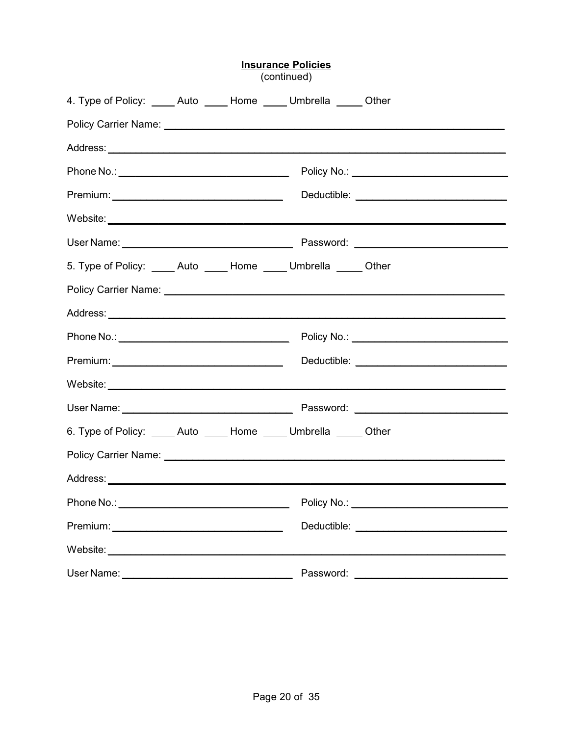**Insurance Policies**
(continued)

4. Type of Policy: ____ Auto ____ Home ____ Umbrella _____ Other

Policy Carrier Name: ____________________________________________________________

Address: ______________________________________________________________________

Phone No.: ______________________________ Policy No.: ___________________________

Premium: ______________________________ Deductible: ___________________________

Website: ______________________________________________________________________

User Name: ______________________________ Password: ___________________________

5. Type of Policy: ____ Auto ____ Home ____ Umbrella _____ Other

Policy Carrier Name: ____________________________________________________________

Address: ______________________________________________________________________

Phone No.: ______________________________ Policy No.: ___________________________

Premium: ______________________________ Deductible: ___________________________

Website: ______________________________________________________________________

User Name: ______________________________ Password: ___________________________

6. Type of Policy: ____ Auto ____ Home ____ Umbrella _____ Other

Policy Carrier Name: ____________________________________________________________

Address: ______________________________________________________________________

Phone No.: ______________________________ Policy No.: ___________________________

Premium: ______________________________ Deductible: ___________________________

Website: ______________________________________________________________________

User Name: ______________________________ Password: ___________________________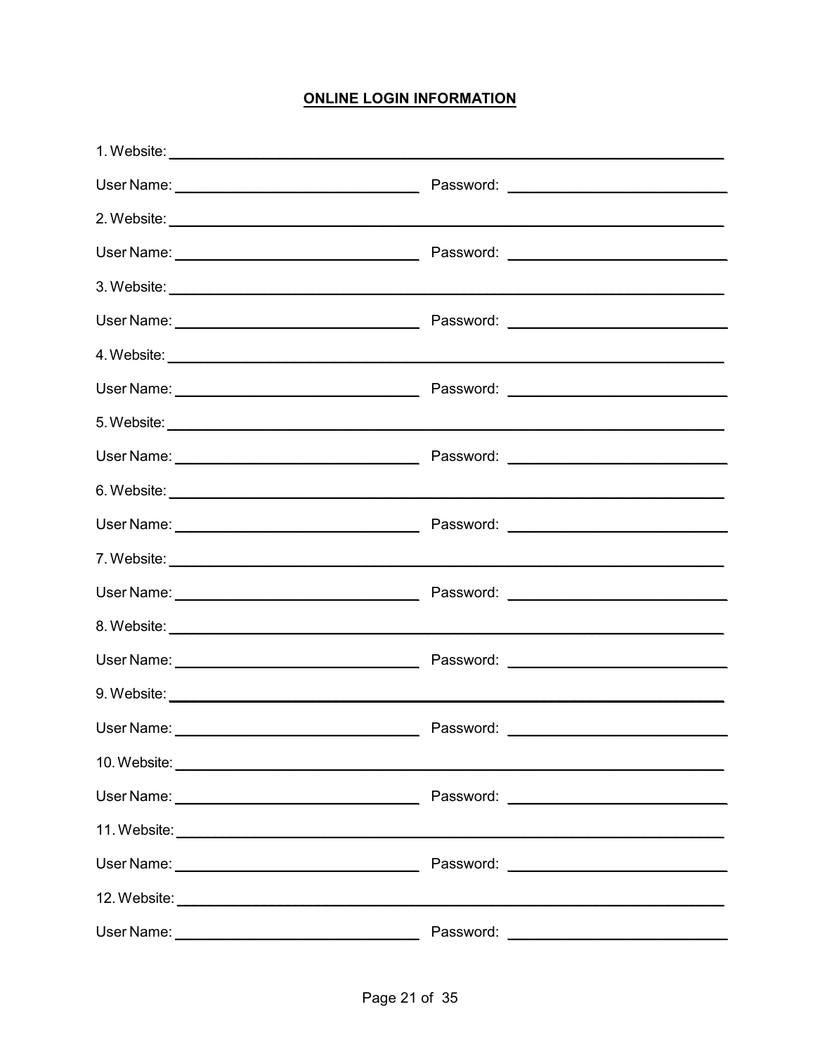## ONLINE LOGIN INFORMATION

1. Website: ______________________________________________________________

User Name: ______________________________ Password: ___________________________

2. Website: ______________________________________________________________

User Name: ______________________________ Password: ___________________________

3. Website: ______________________________________________________________

User Name: ______________________________ Password: ___________________________

4. Website: ______________________________________________________________

User Name: ______________________________ Password: ___________________________

5. Website: ______________________________________________________________

User Name: ______________________________ Password: ___________________________

6. Website: ______________________________________________________________

User Name: ______________________________ Password: ___________________________

7. Website: ______________________________________________________________

User Name: ______________________________ Password: ___________________________

8. Website: ______________________________________________________________

User Name: ______________________________ Password: ___________________________

9. Website: ______________________________________________________________

User Name: ______________________________ Password: ___________________________

10. Website: ______________________________________________________________

User Name: ______________________________ Password: ___________________________

11. Website: ______________________________________________________________

User Name: ______________________________ Password: ___________________________

12. Website: ______________________________________________________________

User Name: ______________________________ Password: ___________________________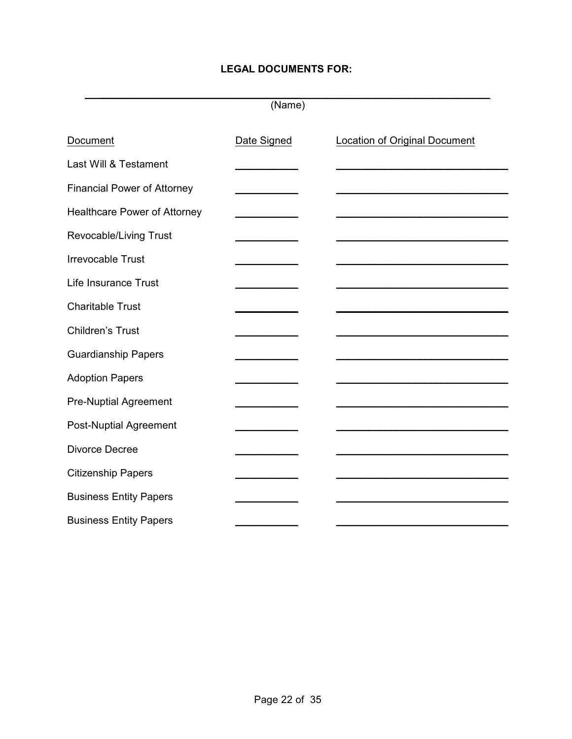**LEGAL DOCUMENTS FOR:**

\_\_\_\_\_\_\_\_\_\_\_\_\_\_\_\_\_\_\_\_\_\_\_\_\_\_\_\_\_\_\_\_\_\_\_\_\_\_\_\_\_\_\_\_\_\_\_\_\_\_\_\_\_\_\_\_\_\_\_\_

(Name)

| Document | Date Signed | Location of Original Document |
|---|---|---|
| Last Will & Testament | \_\_\_\_\_\_\_\_\_\_ | \_\_\_\_\_\_\_\_\_\_\_\_\_\_\_\_\_\_\_\_\_\_\_\_\_\_\_\_ |
| Financial Power of Attorney | \_\_\_\_\_\_\_\_\_\_ | \_\_\_\_\_\_\_\_\_\_\_\_\_\_\_\_\_\_\_\_\_\_\_\_\_\_\_\_ |
| Healthcare Power of Attorney | \_\_\_\_\_\_\_\_\_\_ | \_\_\_\_\_\_\_\_\_\_\_\_\_\_\_\_\_\_\_\_\_\_\_\_\_\_\_\_ |
| Revocable/Living Trust | \_\_\_\_\_\_\_\_\_\_ | \_\_\_\_\_\_\_\_\_\_\_\_\_\_\_\_\_\_\_\_\_\_\_\_\_\_\_\_ |
| Irrevocable Trust | \_\_\_\_\_\_\_\_\_\_ | \_\_\_\_\_\_\_\_\_\_\_\_\_\_\_\_\_\_\_\_\_\_\_\_\_\_\_\_ |
| Life Insurance Trust | \_\_\_\_\_\_\_\_\_\_ | \_\_\_\_\_\_\_\_\_\_\_\_\_\_\_\_\_\_\_\_\_\_\_\_\_\_\_\_ |
| Charitable Trust | \_\_\_\_\_\_\_\_\_\_ | \_\_\_\_\_\_\_\_\_\_\_\_\_\_\_\_\_\_\_\_\_\_\_\_\_\_\_\_ |
| Children's Trust | \_\_\_\_\_\_\_\_\_\_ | \_\_\_\_\_\_\_\_\_\_\_\_\_\_\_\_\_\_\_\_\_\_\_\_\_\_\_\_ |
| Guardianship Papers | \_\_\_\_\_\_\_\_\_\_ | \_\_\_\_\_\_\_\_\_\_\_\_\_\_\_\_\_\_\_\_\_\_\_\_\_\_\_\_ |
| Adoption Papers | \_\_\_\_\_\_\_\_\_\_ | \_\_\_\_\_\_\_\_\_\_\_\_\_\_\_\_\_\_\_\_\_\_\_\_\_\_\_\_ |
| Pre-Nuptial Agreement | \_\_\_\_\_\_\_\_\_\_ | \_\_\_\_\_\_\_\_\_\_\_\_\_\_\_\_\_\_\_\_\_\_\_\_\_\_\_\_ |
| Post-Nuptial Agreement | \_\_\_\_\_\_\_\_\_\_ | \_\_\_\_\_\_\_\_\_\_\_\_\_\_\_\_\_\_\_\_\_\_\_\_\_\_\_\_ |
| Divorce Decree | \_\_\_\_\_\_\_\_\_\_ | \_\_\_\_\_\_\_\_\_\_\_\_\_\_\_\_\_\_\_\_\_\_\_\_\_\_\_\_ |
| Citizenship Papers | \_\_\_\_\_\_\_\_\_\_ | \_\_\_\_\_\_\_\_\_\_\_\_\_\_\_\_\_\_\_\_\_\_\_\_\_\_\_\_ |
| Business Entity Papers | \_\_\_\_\_\_\_\_\_\_ | \_\_\_\_\_\_\_\_\_\_\_\_\_\_\_\_\_\_\_\_\_\_\_\_\_\_\_\_ |
| Business Entity Papers | \_\_\_\_\_\_\_\_\_\_ | \_\_\_\_\_\_\_\_\_\_\_\_\_\_\_\_\_\_\_\_\_\_\_\_\_\_\_\_ |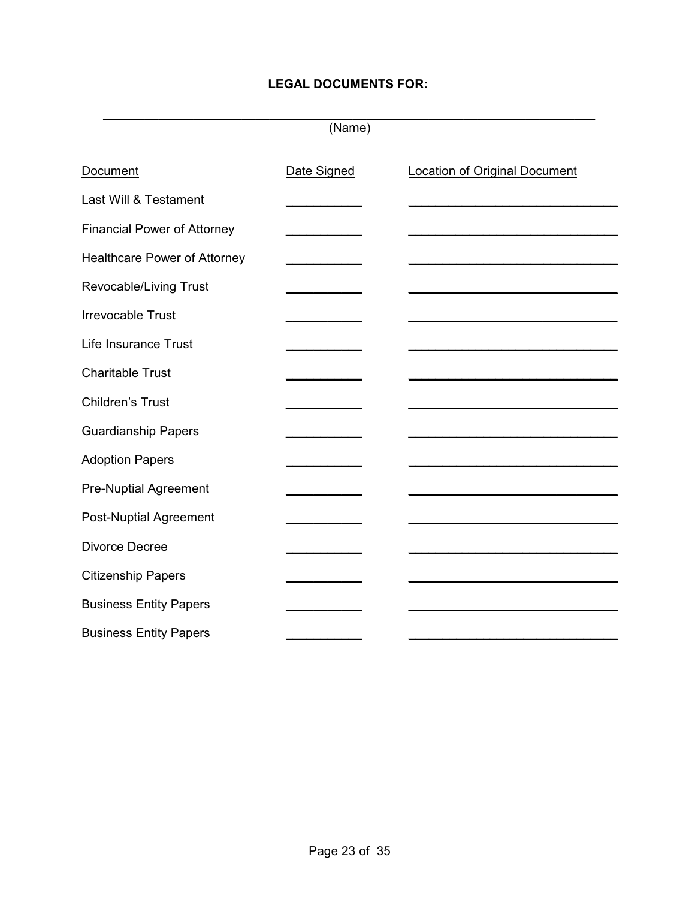**LEGAL DOCUMENTS FOR:**

\_\_\_\_\_\_\_\_\_\_\_\_\_\_\_\_\_\_\_\_\_\_\_\_\_\_\_\_\_\_\_\_\_\_\_\_\_\_\_\_\_\_\_\_\_\_\_\_\_\_\_\_\_\_\_\_\_\_\_\_
(Name)

| Document | Date Signed | Location of Original Document |
|---|---|---|
| Last Will & Testament | \_\_\_\_\_\_\_\_\_\_ | \_\_\_\_\_\_\_\_\_\_\_\_\_\_\_\_\_\_\_\_\_\_\_\_\_\_\_\_ |
| Financial Power of Attorney | \_\_\_\_\_\_\_\_\_\_ | \_\_\_\_\_\_\_\_\_\_\_\_\_\_\_\_\_\_\_\_\_\_\_\_\_\_\_\_ |
| Healthcare Power of Attorney | \_\_\_\_\_\_\_\_\_\_ | \_\_\_\_\_\_\_\_\_\_\_\_\_\_\_\_\_\_\_\_\_\_\_\_\_\_\_\_ |
| Revocable/Living Trust | \_\_\_\_\_\_\_\_\_\_ | \_\_\_\_\_\_\_\_\_\_\_\_\_\_\_\_\_\_\_\_\_\_\_\_\_\_\_\_ |
| Irrevocable Trust | \_\_\_\_\_\_\_\_\_\_ | \_\_\_\_\_\_\_\_\_\_\_\_\_\_\_\_\_\_\_\_\_\_\_\_\_\_\_\_ |
| Life Insurance Trust | \_\_\_\_\_\_\_\_\_\_ | \_\_\_\_\_\_\_\_\_\_\_\_\_\_\_\_\_\_\_\_\_\_\_\_\_\_\_\_ |
| Charitable Trust | \_\_\_\_\_\_\_\_\_\_ | \_\_\_\_\_\_\_\_\_\_\_\_\_\_\_\_\_\_\_\_\_\_\_\_\_\_\_\_ |
| Children’s Trust | \_\_\_\_\_\_\_\_\_\_ | \_\_\_\_\_\_\_\_\_\_\_\_\_\_\_\_\_\_\_\_\_\_\_\_\_\_\_\_ |
| Guardianship Papers | \_\_\_\_\_\_\_\_\_\_ | \_\_\_\_\_\_\_\_\_\_\_\_\_\_\_\_\_\_\_\_\_\_\_\_\_\_\_\_ |
| Adoption Papers | \_\_\_\_\_\_\_\_\_\_ | \_\_\_\_\_\_\_\_\_\_\_\_\_\_\_\_\_\_\_\_\_\_\_\_\_\_\_\_ |
| Pre-Nuptial Agreement | \_\_\_\_\_\_\_\_\_\_ | \_\_\_\_\_\_\_\_\_\_\_\_\_\_\_\_\_\_\_\_\_\_\_\_\_\_\_\_ |
| Post-Nuptial Agreement | \_\_\_\_\_\_\_\_\_\_ | \_\_\_\_\_\_\_\_\_\_\_\_\_\_\_\_\_\_\_\_\_\_\_\_\_\_\_\_ |
| Divorce Decree | \_\_\_\_\_\_\_\_\_\_ | \_\_\_\_\_\_\_\_\_\_\_\_\_\_\_\_\_\_\_\_\_\_\_\_\_\_\_\_ |
| Citizenship Papers | \_\_\_\_\_\_\_\_\_\_ | \_\_\_\_\_\_\_\_\_\_\_\_\_\_\_\_\_\_\_\_\_\_\_\_\_\_\_\_ |
| Business Entity Papers | \_\_\_\_\_\_\_\_\_\_ | \_\_\_\_\_\_\_\_\_\_\_\_\_\_\_\_\_\_\_\_\_\_\_\_\_\_\_\_ |
| Business Entity Papers | \_\_\_\_\_\_\_\_\_\_ | \_\_\_\_\_\_\_\_\_\_\_\_\_\_\_\_\_\_\_\_\_\_\_\_\_\_\_\_ |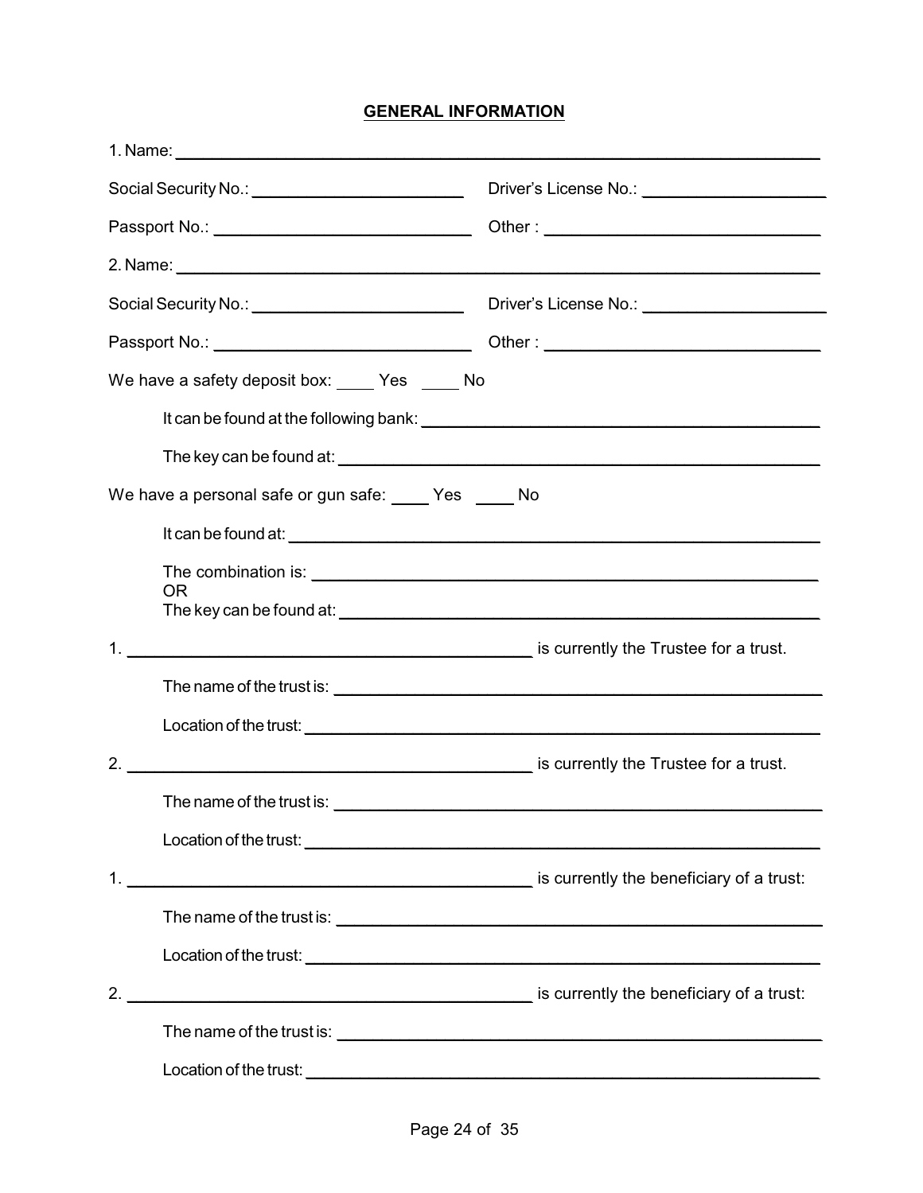## GENERAL INFORMATION

1. Name: ______________________________________________________________

Social Security No.: ______________________ Driver's License No.: __________________

Passport No.: _________________________ Other : ____________________________

2. Name: ______________________________________________________________

Social Security No.: ______________________ Driver's License No.: __________________

Passport No.: _________________________ Other : ____________________________

We have a safety deposit box: ____ Yes ____ No

It can be found at the following bank: ________________________________________

The key can be found at: _________________________________________________

We have a personal safe or gun safe: ____ Yes ____ No

It can be found at: _____________________________________________________

The combination is: ____________________________________________________
OR
The key can be found at: _________________________________________________

1. ____________________________________________ is currently the Trustee for a trust.

The name of the trust is: ________________________________________________

Location of the trust: ___________________________________________________

2. ____________________________________________ is currently the Trustee for a trust.

The name of the trust is: ________________________________________________

Location of the trust: ___________________________________________________

1. ____________________________________________ is currently the beneficiary of a trust:

The name of the trust is: ________________________________________________

Location of the trust: ___________________________________________________

2. ____________________________________________ is currently the beneficiary of a trust:

The name of the trust is: ________________________________________________

Location of the trust: ___________________________________________________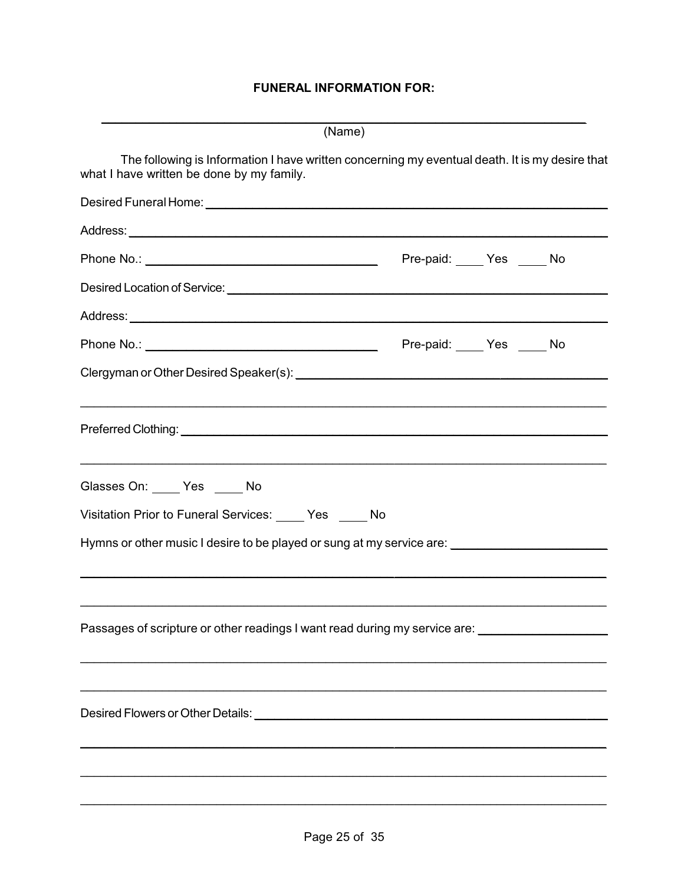**FUNERAL INFORMATION FOR:**

\_\_\_\_\_\_\_\_\_\_\_\_\_\_\_\_\_\_\_\_\_\_\_\_\_\_\_\_\_\_\_\_\_\_\_\_\_\_\_\_\_\_\_\_\_\_\_\_\_\_\_\_\_\_\_\_\_\_\_\_

(Name)

The following is Information I have written concerning my eventual death. It is my desire that what I have written be done by my family.

Desired Funeral Home: \_\_\_\_\_\_\_\_\_\_\_\_\_\_\_\_\_\_\_\_\_\_\_\_\_\_\_\_\_\_\_\_\_\_\_\_\_\_\_\_\_\_\_\_\_\_\_\_

Address: \_\_\_\_\_\_\_\_\_\_\_\_\_\_\_\_\_\_\_\_\_\_\_\_\_\_\_\_\_\_\_\_\_\_\_\_\_\_\_\_\_\_\_\_\_\_\_\_\_\_\_\_\_\_\_\_\_\_

Phone No.: \_\_\_\_\_\_\_\_\_\_\_\_\_\_\_\_\_\_\_\_\_\_\_\_\_\_\_\_ Pre-paid: \_\_\_\_ Yes \_\_\_\_ No

Desired Location of Service: \_\_\_\_\_\_\_\_\_\_\_\_\_\_\_\_\_\_\_\_\_\_\_\_\_\_\_\_\_\_\_\_\_\_\_\_\_\_\_\_\_\_\_\_\_\_

Address: \_\_\_\_\_\_\_\_\_\_\_\_\_\_\_\_\_\_\_\_\_\_\_\_\_\_\_\_\_\_\_\_\_\_\_\_\_\_\_\_\_\_\_\_\_\_\_\_\_\_\_\_\_\_\_\_\_\_

Phone No.: \_\_\_\_\_\_\_\_\_\_\_\_\_\_\_\_\_\_\_\_\_\_\_\_\_\_\_\_ Pre-paid: \_\_\_\_ Yes \_\_\_\_ No

Clergyman or Other Desired Speaker(s): \_\_\_\_\_\_\_\_\_\_\_\_\_\_\_\_\_\_\_\_\_\_\_\_\_\_\_\_\_\_\_\_\_\_\_\_\_\_

\_\_\_\_\_\_\_\_\_\_\_\_\_\_\_\_\_\_\_\_\_\_\_\_\_\_\_\_\_\_\_\_\_\_\_\_\_\_\_\_\_\_\_\_\_\_\_\_\_\_\_\_\_\_\_\_\_\_\_\_\_\_\_\_\_\_\_\_

Preferred Clothing: \_\_\_\_\_\_\_\_\_\_\_\_\_\_\_\_\_\_\_\_\_\_\_\_\_\_\_\_\_\_\_\_\_\_\_\_\_\_\_\_\_\_\_\_\_\_\_\_\_\_\_\_

\_\_\_\_\_\_\_\_\_\_\_\_\_\_\_\_\_\_\_\_\_\_\_\_\_\_\_\_\_\_\_\_\_\_\_\_\_\_\_\_\_\_\_\_\_\_\_\_\_\_\_\_\_\_\_\_\_\_\_\_\_\_\_\_\_\_\_\_

Glasses On: \_\_\_\_ Yes \_\_\_\_ No

Visitation Prior to Funeral Services: \_\_\_\_ Yes \_\_\_\_ No

Hymns or other music I desire to be played or sung at my service are: \_\_\_\_\_\_\_\_\_\_\_\_\_\_\_\_\_\_

\_\_\_\_\_\_\_\_\_\_\_\_\_\_\_\_\_\_\_\_\_\_\_\_\_\_\_\_\_\_\_\_\_\_\_\_\_\_\_\_\_\_\_\_\_\_\_\_\_\_\_\_\_\_\_\_\_\_\_\_\_\_\_\_\_\_\_\_

\_\_\_\_\_\_\_\_\_\_\_\_\_\_\_\_\_\_\_\_\_\_\_\_\_\_\_\_\_\_\_\_\_\_\_\_\_\_\_\_\_\_\_\_\_\_\_\_\_\_\_\_\_\_\_\_\_\_\_\_\_\_\_\_\_\_\_\_

Passages of scripture or other readings I want read during my service are: \_\_\_\_\_\_\_\_\_\_\_\_\_\_\_

\_\_\_\_\_\_\_\_\_\_\_\_\_\_\_\_\_\_\_\_\_\_\_\_\_\_\_\_\_\_\_\_\_\_\_\_\_\_\_\_\_\_\_\_\_\_\_\_\_\_\_\_\_\_\_\_\_\_\_\_\_\_\_\_\_\_\_\_

\_\_\_\_\_\_\_\_\_\_\_\_\_\_\_\_\_\_\_\_\_\_\_\_\_\_\_\_\_\_\_\_\_\_\_\_\_\_\_\_\_\_\_\_\_\_\_\_\_\_\_\_\_\_\_\_\_\_\_\_\_\_\_\_\_\_\_\_

Desired Flowers or Other Details: \_\_\_\_\_\_\_\_\_\_\_\_\_\_\_\_\_\_\_\_\_\_\_\_\_\_\_\_\_\_\_\_\_\_\_\_\_\_\_\_\_\_

\_\_\_\_\_\_\_\_\_\_\_\_\_\_\_\_\_\_\_\_\_\_\_\_\_\_\_\_\_\_\_\_\_\_\_\_\_\_\_\_\_\_\_\_\_\_\_\_\_\_\_\_\_\_\_\_\_\_\_\_\_\_\_\_\_\_\_\_

\_\_\_\_\_\_\_\_\_\_\_\_\_\_\_\_\_\_\_\_\_\_\_\_\_\_\_\_\_\_\_\_\_\_\_\_\_\_\_\_\_\_\_\_\_\_\_\_\_\_\_\_\_\_\_\_\_\_\_\_\_\_\_\_\_\_\_\_

\_\_\_\_\_\_\_\_\_\_\_\_\_\_\_\_\_\_\_\_\_\_\_\_\_\_\_\_\_\_\_\_\_\_\_\_\_\_\_\_\_\_\_\_\_\_\_\_\_\_\_\_\_\_\_\_\_\_\_\_\_\_\_\_\_\_\_\_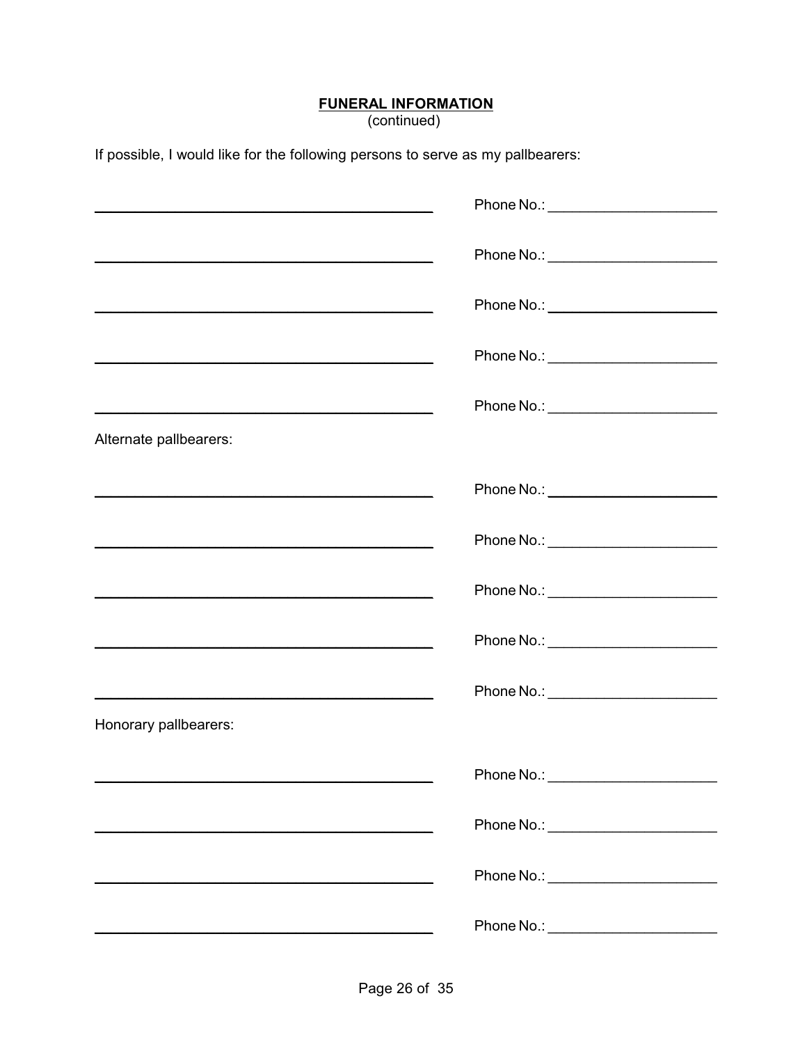**FUNERAL INFORMATION**
(continued)

If possible, I would like for the following persons to serve as my pallbearers:

_______________________________________ Phone No.: ____________________

_______________________________________ Phone No.: ____________________

_______________________________________ Phone No.: ____________________

_______________________________________ Phone No.: ____________________

_______________________________________ Phone No.: ____________________

Alternate pallbearers:

_______________________________________ Phone No.: ____________________

_______________________________________ Phone No.: ____________________

_______________________________________ Phone No.: ____________________

_______________________________________ Phone No.: ____________________

_______________________________________ Phone No.: ____________________

Honorary pallbearers:

_______________________________________ Phone No.: ____________________

_______________________________________ Phone No.: ____________________

_______________________________________ Phone No.: ____________________

_______________________________________ Phone No.: ____________________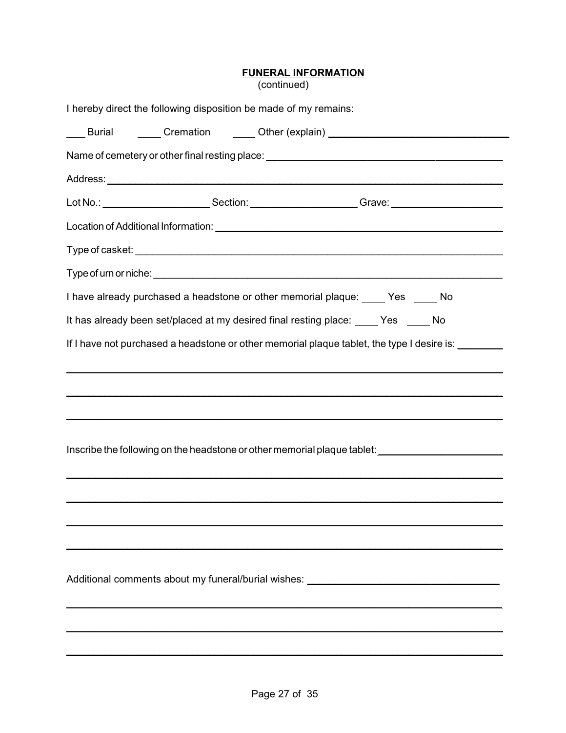**FUNERAL INFORMATION**
(continued)

I hereby direct the following disposition be made of my remains:

___ Burial ____ Cremation ____ Other (explain) ________________________________

Name of cemetery or other final resting place: ________________________________________

Address: ________________________________________________________________________

Lot No.: ____________________ Section: ____________________ Grave: ____________________

Location of Additional Information: ______________________________________________

Type of casket: ________________________________________________________________

Type of urn or niche: ____________________________________________________________

I have already purchased a headstone or other memorial plaque: ____ Yes ____ No

It has already been set/placed at my desired final resting place: ____ Yes ____ No

If I have not purchased a headstone or other memorial plaque tablet, the type I desire is: ________

________________________________________________________________________________

________________________________________________________________________________

________________________________________________________________________________

Inscribe the following on the headstone or other memorial plaque tablet: ______________________

________________________________________________________________________________

________________________________________________________________________________

________________________________________________________________________________

________________________________________________________________________________

Additional comments about my funeral/burial wishes: ________________________________

________________________________________________________________________________

________________________________________________________________________________

________________________________________________________________________________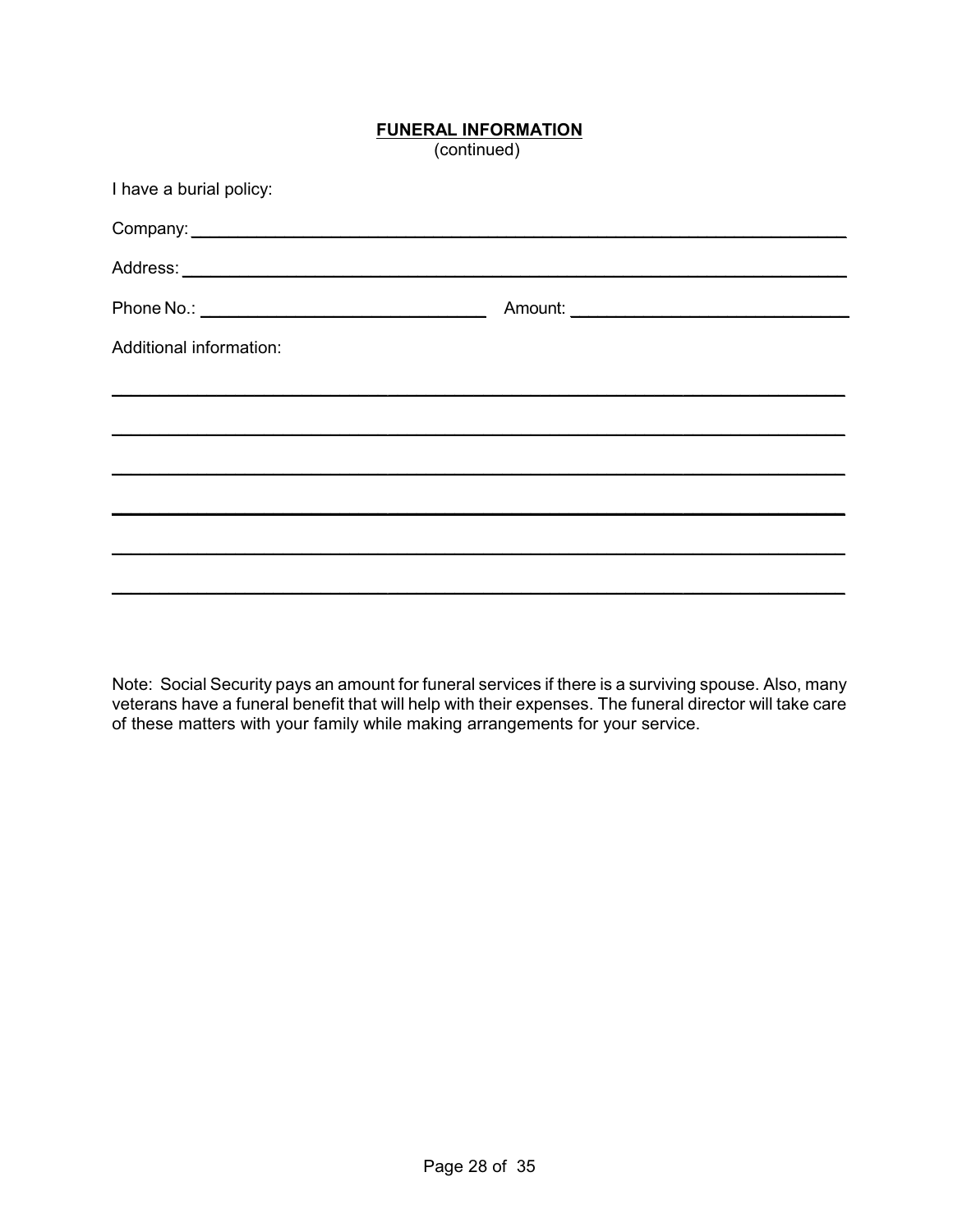**FUNERAL INFORMATION**
(continued)

I have a burial policy:

Company: ______________________________________________________________

Address: ______________________________________________________________

Phone No.: ___________________________ Amount: ___________________________

Additional information:

______________________________________________________________________

______________________________________________________________________

______________________________________________________________________

______________________________________________________________________

______________________________________________________________________

______________________________________________________________________

Note: Social Security pays an amount for funeral services if there is a surviving spouse. Also, many veterans have a funeral benefit that will help with their expenses. The funeral director will take care of these matters with your family while making arrangements for your service.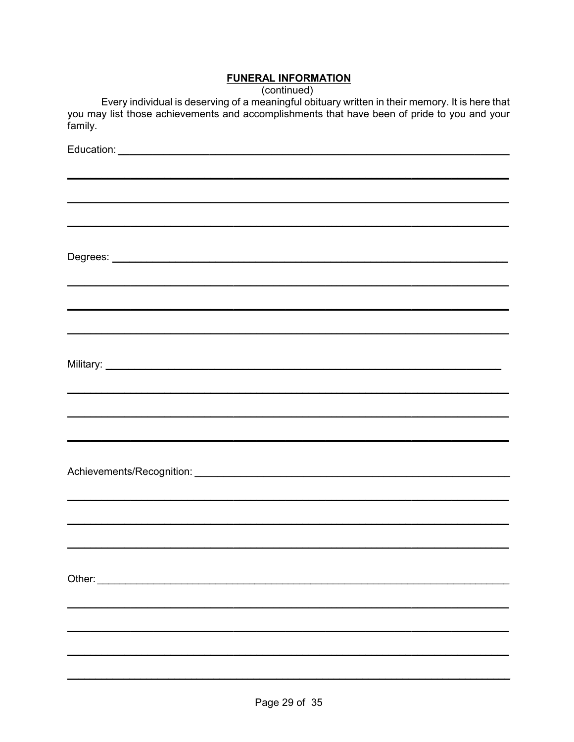## FUNERAL INFORMATION

(continued)

Every individual is deserving of a meaningful obituary written in their memory. It is here that you may list those achievements and accomplishments that have been of pride to you and your family.

Education: ______________________________________________________________

______________________________________________________________

______________________________________________________________

______________________________________________________________

Degrees: ______________________________________________________________

______________________________________________________________

______________________________________________________________

______________________________________________________________

Military: ______________________________________________________________

______________________________________________________________

______________________________________________________________

______________________________________________________________

Achievements/Recognition: ______________________________________________________________

______________________________________________________________

______________________________________________________________

______________________________________________________________

Other: ______________________________________________________________

______________________________________________________________

______________________________________________________________

______________________________________________________________

______________________________________________________________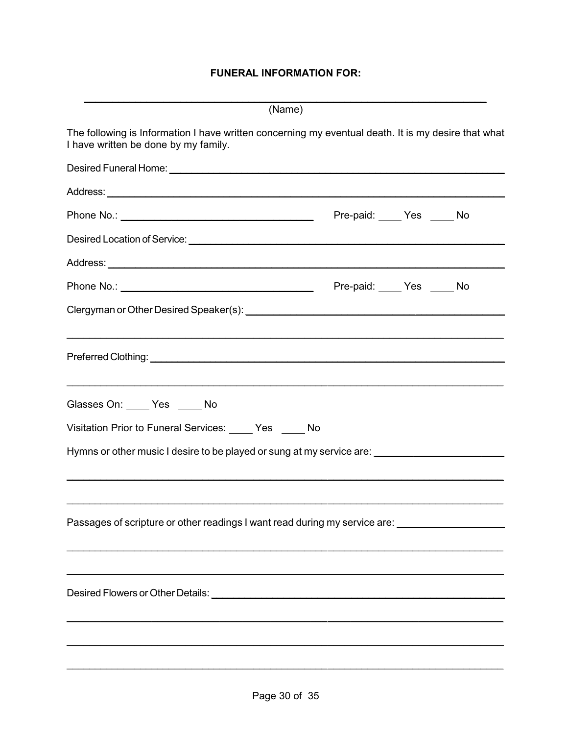## FUNERAL INFORMATION FOR:

\_\_\_\_\_\_\_\_\_\_\_\_\_\_\_\_\_\_\_\_\_\_\_\_\_\_\_\_\_\_\_\_\_\_\_\_\_\_\_\_\_\_\_\_\_\_\_\_\_\_\_\_\_\_\_\_\_\_\_\_

(Name)

The following is Information I have written concerning my eventual death. It is my desire that what I have written be done by my family.

Desired Funeral Home: \_\_\_\_\_\_\_\_\_\_\_\_\_\_\_\_\_\_\_\_\_\_\_\_\_\_\_\_\_\_\_\_\_\_\_\_\_\_\_\_\_\_\_\_

Address: \_\_\_\_\_\_\_\_\_\_\_\_\_\_\_\_\_\_\_\_\_\_\_\_\_\_\_\_\_\_\_\_\_\_\_\_\_\_\_\_\_\_\_\_\_\_\_\_\_\_\_\_

Phone No.: \_\_\_\_\_\_\_\_\_\_\_\_\_\_\_\_\_\_\_\_\_\_\_\_\_\_\_\_ Pre-paid: \_\_\_\_ Yes \_\_\_\_ No

Desired Location of Service: \_\_\_\_\_\_\_\_\_\_\_\_\_\_\_\_\_\_\_\_\_\_\_\_\_\_\_\_\_\_\_\_\_\_\_\_\_\_\_\_

Address: \_\_\_\_\_\_\_\_\_\_\_\_\_\_\_\_\_\_\_\_\_\_\_\_\_\_\_\_\_\_\_\_\_\_\_\_\_\_\_\_\_\_\_\_\_\_\_\_\_\_\_\_

Phone No.: \_\_\_\_\_\_\_\_\_\_\_\_\_\_\_\_\_\_\_\_\_\_\_\_\_\_\_\_ Pre-paid: \_\_\_\_ Yes \_\_\_\_ No

Clergyman or Other Desired Speaker(s): \_\_\_\_\_\_\_\_\_\_\_\_\_\_\_\_\_\_\_\_\_\_\_\_\_\_\_\_\_\_\_\_\_\_

\_\_\_\_\_\_\_\_\_\_\_\_\_\_\_\_\_\_\_\_\_\_\_\_\_\_\_\_\_\_\_\_\_\_\_\_\_\_\_\_\_\_\_\_\_\_\_\_\_\_\_\_\_\_\_\_\_\_\_\_

Preferred Clothing: \_\_\_\_\_\_\_\_\_\_\_\_\_\_\_\_\_\_\_\_\_\_\_\_\_\_\_\_\_\_\_\_\_\_\_\_\_\_\_\_\_\_\_\_\_\_\_\_

\_\_\_\_\_\_\_\_\_\_\_\_\_\_\_\_\_\_\_\_\_\_\_\_\_\_\_\_\_\_\_\_\_\_\_\_\_\_\_\_\_\_\_\_\_\_\_\_\_\_\_\_\_\_\_\_\_\_\_\_

Glasses On: \_\_\_\_ Yes \_\_\_\_ No

Visitation Prior to Funeral Services: \_\_\_\_ Yes \_\_\_\_ No

Hymns or other music I desire to be played or sung at my service are: \_\_\_\_\_\_\_\_\_\_\_\_\_\_\_\_\_\_

\_\_\_\_\_\_\_\_\_\_\_\_\_\_\_\_\_\_\_\_\_\_\_\_\_\_\_\_\_\_\_\_\_\_\_\_\_\_\_\_\_\_\_\_\_\_\_\_\_\_\_\_\_\_\_\_\_\_\_\_

\_\_\_\_\_\_\_\_\_\_\_\_\_\_\_\_\_\_\_\_\_\_\_\_\_\_\_\_\_\_\_\_\_\_\_\_\_\_\_\_\_\_\_\_\_\_\_\_\_\_\_\_\_\_\_\_\_\_\_\_

Passages of scripture or other readings I want read during my service are: \_\_\_\_\_\_\_\_\_\_\_\_\_\_\_

\_\_\_\_\_\_\_\_\_\_\_\_\_\_\_\_\_\_\_\_\_\_\_\_\_\_\_\_\_\_\_\_\_\_\_\_\_\_\_\_\_\_\_\_\_\_\_\_\_\_\_\_\_\_\_\_\_\_\_\_

\_\_\_\_\_\_\_\_\_\_\_\_\_\_\_\_\_\_\_\_\_\_\_\_\_\_\_\_\_\_\_\_\_\_\_\_\_\_\_\_\_\_\_\_\_\_\_\_\_\_\_\_\_\_\_\_\_\_\_\_

Desired Flowers or Other Details: \_\_\_\_\_\_\_\_\_\_\_\_\_\_\_\_\_\_\_\_\_\_\_\_\_\_\_\_\_\_\_\_\_\_\_\_\_\_\_\_

\_\_\_\_\_\_\_\_\_\_\_\_\_\_\_\_\_\_\_\_\_\_\_\_\_\_\_\_\_\_\_\_\_\_\_\_\_\_\_\_\_\_\_\_\_\_\_\_\_\_\_\_\_\_\_\_\_\_\_\_

\_\_\_\_\_\_\_\_\_\_\_\_\_\_\_\_\_\_\_\_\_\_\_\_\_\_\_\_\_\_\_\_\_\_\_\_\_\_\_\_\_\_\_\_\_\_\_\_\_\_\_\_\_\_\_\_\_\_\_\_

\_\_\_\_\_\_\_\_\_\_\_\_\_\_\_\_\_\_\_\_\_\_\_\_\_\_\_\_\_\_\_\_\_\_\_\_\_\_\_\_\_\_\_\_\_\_\_\_\_\_\_\_\_\_\_\_\_\_\_\_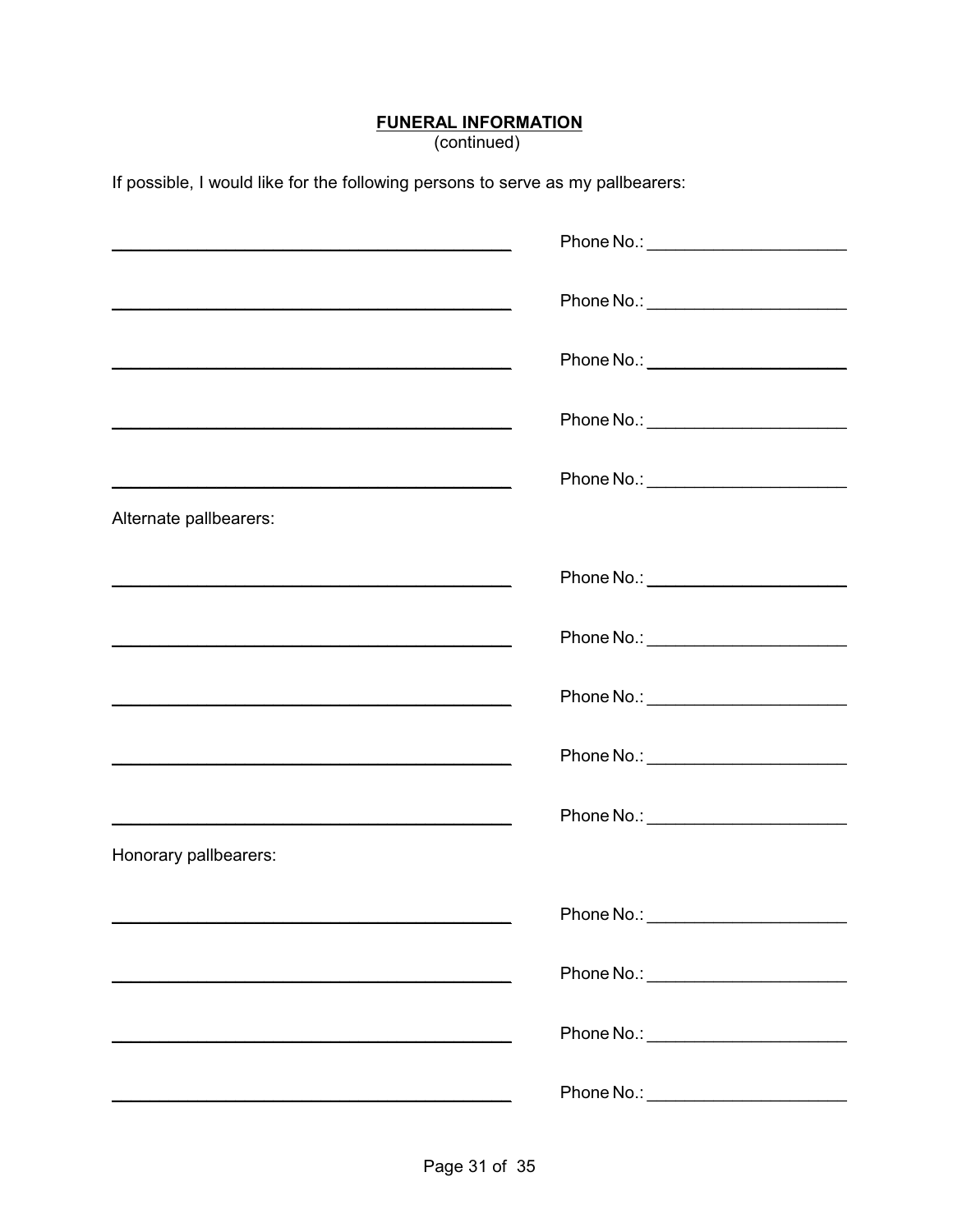**FUNERAL INFORMATION**
(continued)

If possible, I would like for the following persons to serve as my pallbearers:

______________________________________ Phone No.: ____________________

______________________________________ Phone No.: ____________________

______________________________________ Phone No.: ____________________

______________________________________ Phone No.: ____________________

______________________________________ Phone No.: ____________________

Alternate pallbearers:

______________________________________ Phone No.: ____________________

______________________________________ Phone No.: ____________________

______________________________________ Phone No.: ____________________

______________________________________ Phone No.: ____________________

______________________________________ Phone No.: ____________________

Honorary pallbearers:

______________________________________ Phone No.: ____________________

______________________________________ Phone No.: ____________________

______________________________________ Phone No.: ____________________

______________________________________ Phone No.: ____________________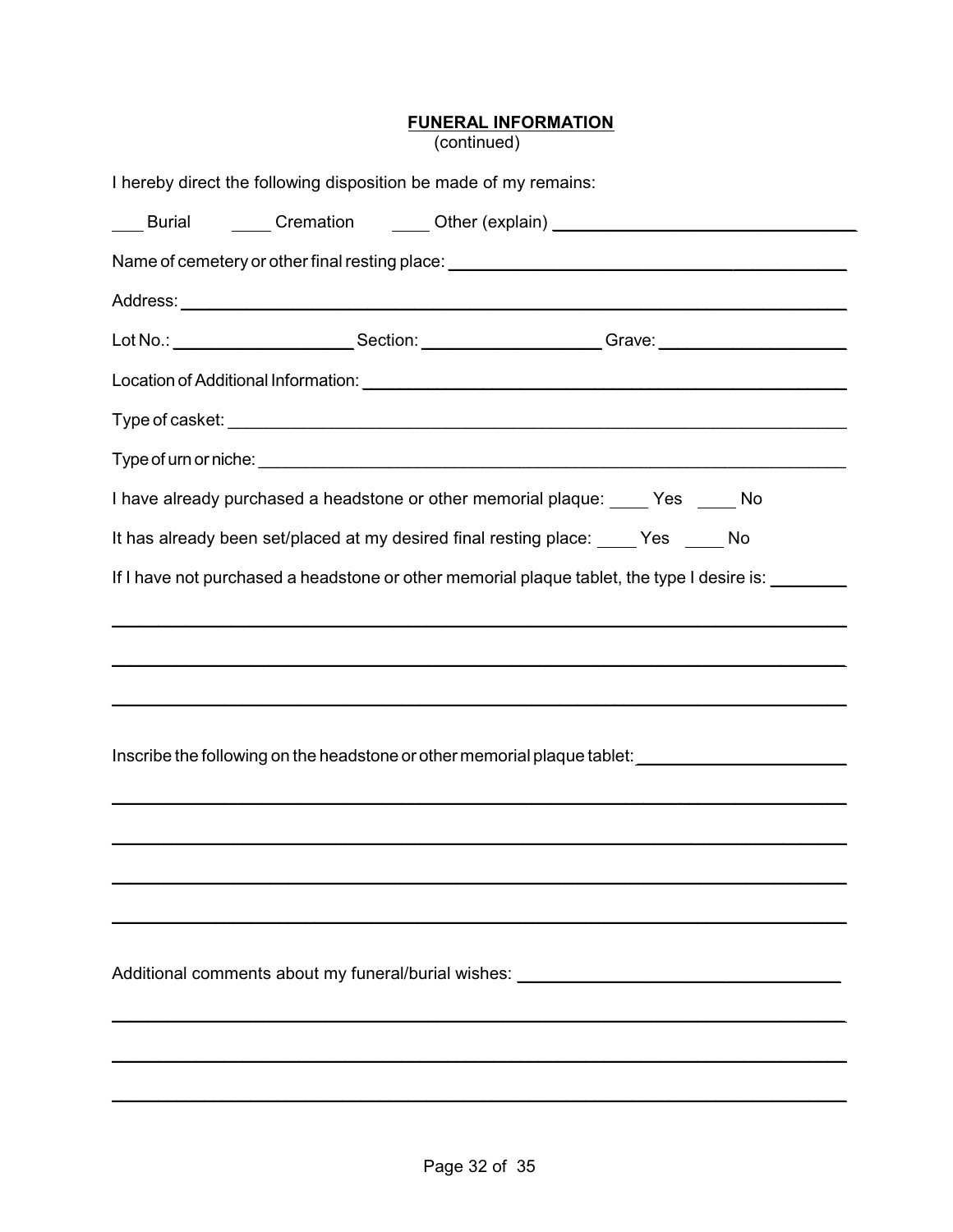## FUNERAL INFORMATION
(continued)

I hereby direct the following disposition be made of my remains:

___ Burial ____ Cremation ____ Other (explain) ________________________________

Name of cemetery or other final resting place: ________________________________

Address: ________________________________

Lot No.: ________________ Section: ________________ Grave: ________________

Location of Additional Information: ________________________________

Type of casket: ________________________________

Type of urn or niche: ________________________________

I have already purchased a headstone or other memorial plaque: ____ Yes ____ No

It has already been set/placed at my desired final resting place: ____ Yes ____ No

If I have not purchased a headstone or other memorial plaque tablet, the type I desire is: ________

________________________________________________________________

________________________________________________________________

________________________________________________________________

Inscribe the following on the headstone or other memorial plaque tablet: ________________

________________________________________________________________

________________________________________________________________

________________________________________________________________

________________________________________________________________

Additional comments about my funeral/burial wishes: ________________________________

________________________________________________________________

________________________________________________________________

________________________________________________________________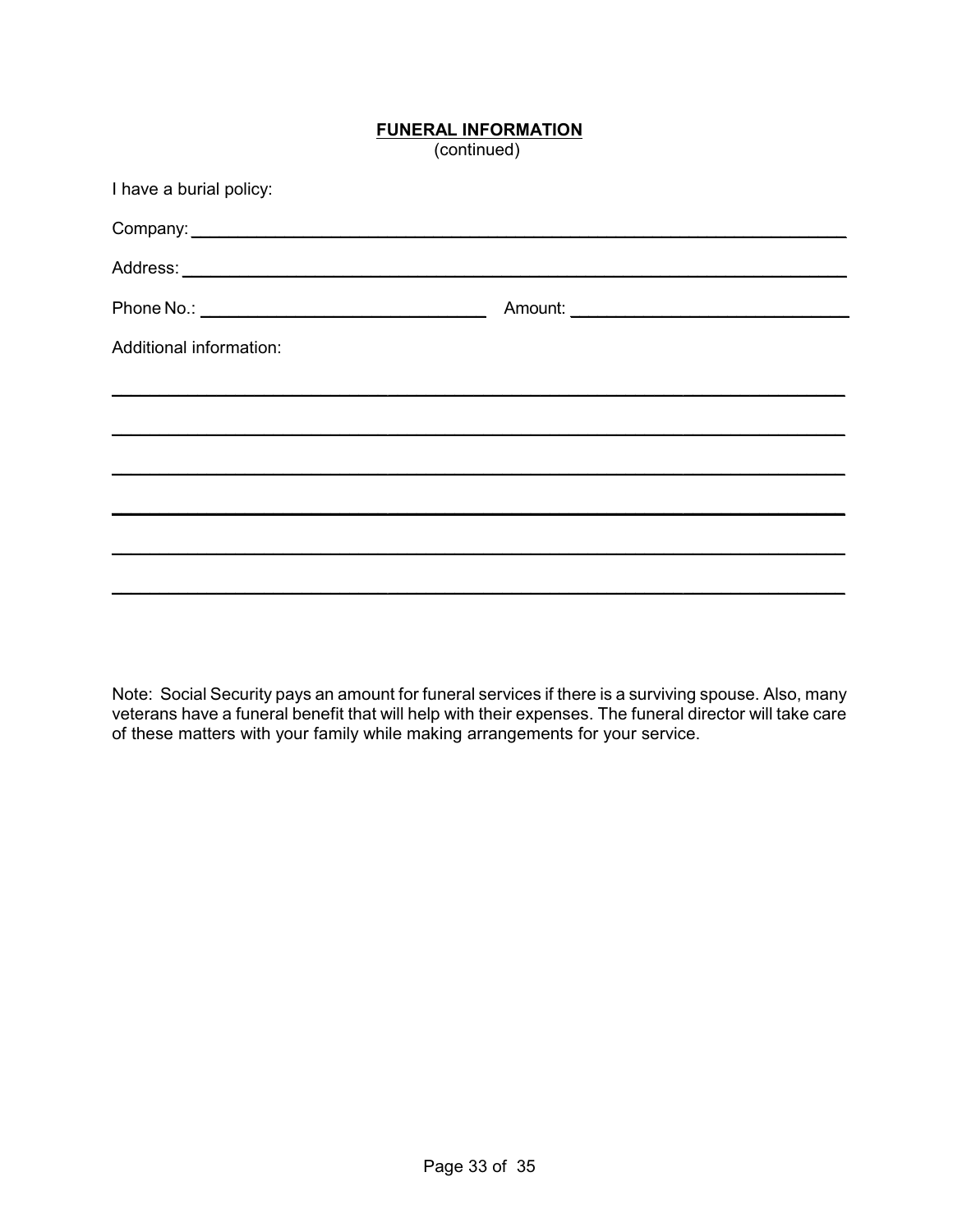## FUNERAL INFORMATION
(continued)

I have a burial policy:

Company: ______________________________________________________________

Address: ______________________________________________________________

Phone No.: ____________________________ Amount: ____________________________

Additional information:

______________________________________________________________________

______________________________________________________________________

______________________________________________________________________

______________________________________________________________________

______________________________________________________________________

______________________________________________________________________

Note: Social Security pays an amount for funeral services if there is a surviving spouse. Also, many veterans have a funeral benefit that will help with their expenses. The funeral director will take care of these matters with your family while making arrangements for your service.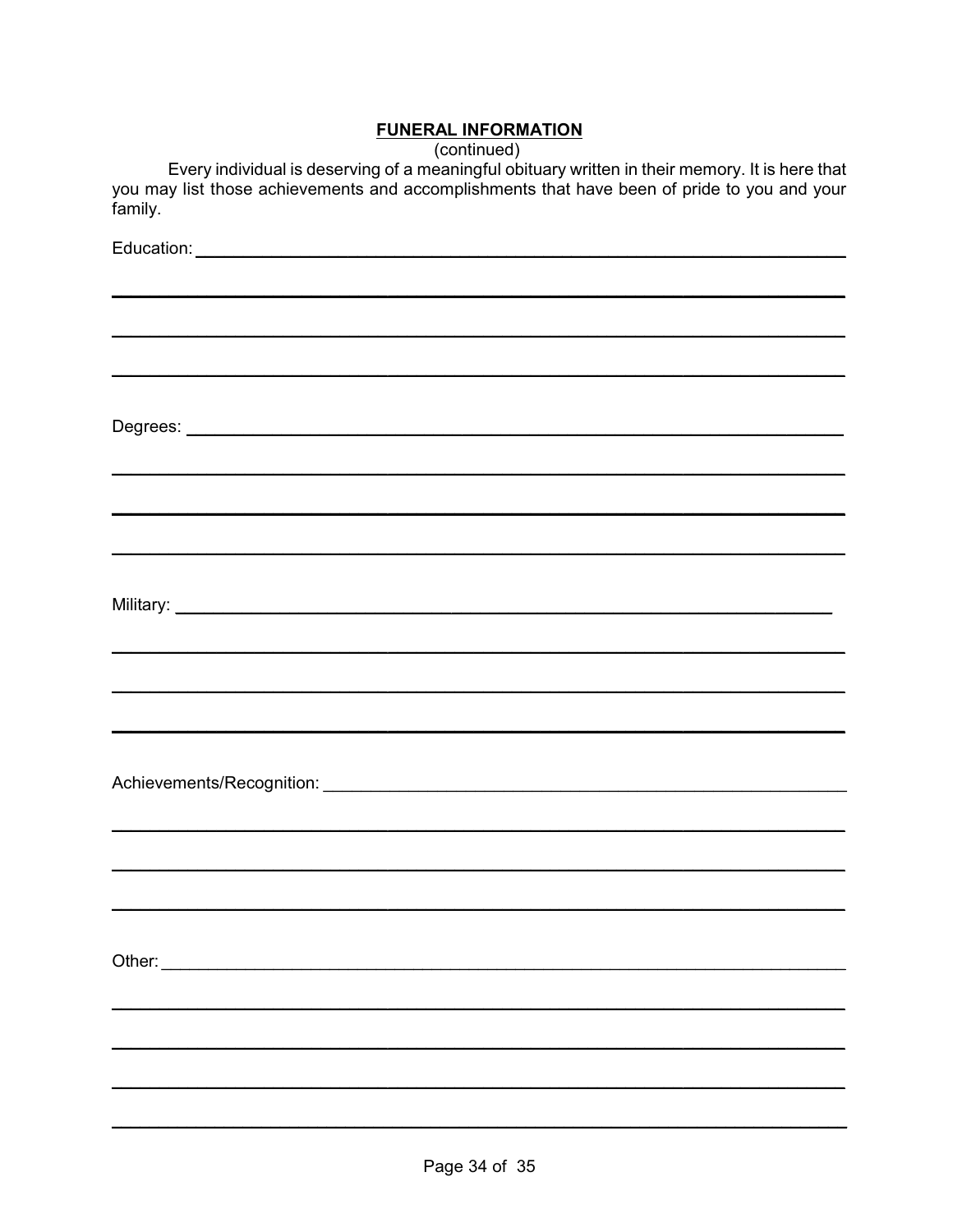## FUNERAL INFORMATION

(continued)

Every individual is deserving of a meaningful obituary written in their memory. It is here that you may list those achievements and accomplishments that have been of pride to you and your family.

Education: ____________________________________________________________

____________________________________________________________

____________________________________________________________

____________________________________________________________

Degrees: ____________________________________________________________

____________________________________________________________

____________________________________________________________

____________________________________________________________

Military: ____________________________________________________________

____________________________________________________________

____________________________________________________________

____________________________________________________________

Achievements/Recognition: ______________________________________________

____________________________________________________________

____________________________________________________________

____________________________________________________________

Other: ____________________________________________________________

____________________________________________________________

____________________________________________________________

____________________________________________________________

____________________________________________________________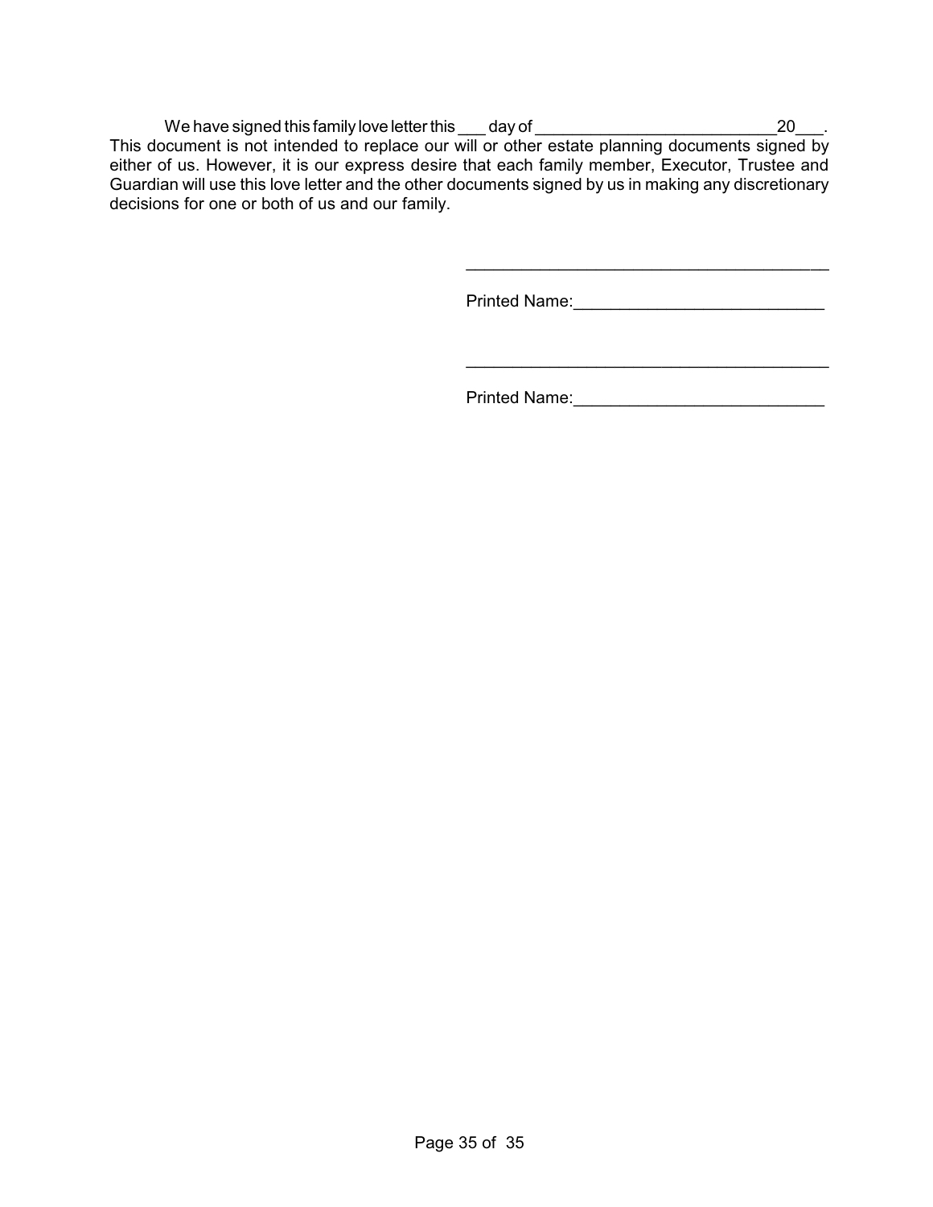We have signed this family love letter this ___ day of __________________________20___. This document is not intended to replace our will or other estate planning documents signed by either of us. However, it is our express desire that each family member, Executor, Trustee and Guardian will use this love letter and the other documents signed by us in making any discretionary decisions for one or both of us and our family.

_______________________________________

Printed Name:__________________________

_______________________________________

Printed Name:__________________________